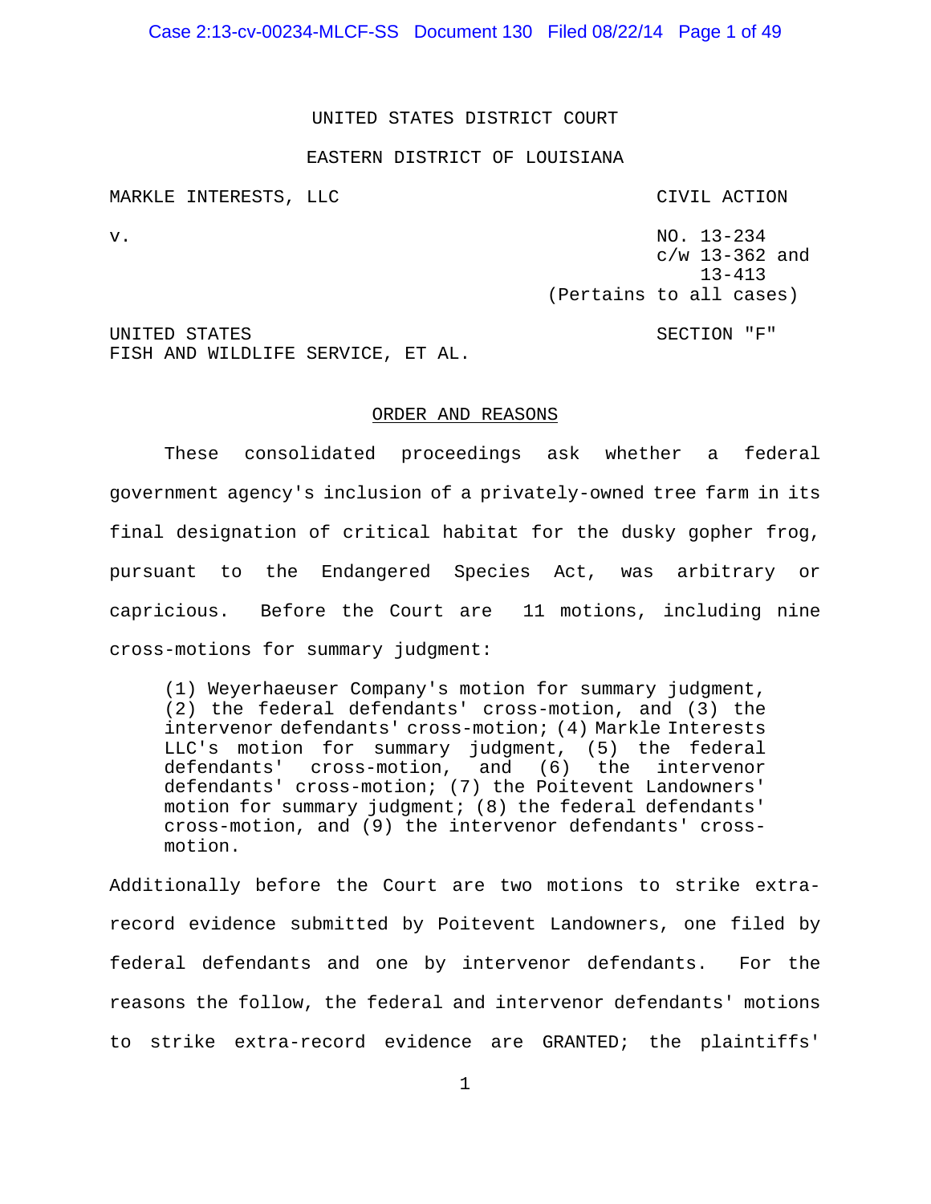UNITED STATES DISTRICT COURT

EASTERN DISTRICT OF LOUISIANA

MARKLE INTERESTS, LLC — CIVIL ACTION

v. — NO. 13-234 c/w 13-362 and 13-413 (Pertains to all cases)

UNITED STATES FISH AND WILDLIFE SERVICE, ET AL. — SECTION "F"

## ORDER AND REASONS

These consolidated proceedings ask whether a federal government agency's inclusion of a privately-owned tree farm in its final designation of critical habitat for the dusky gopher frog, pursuant to the Endangered Species Act, was arbitrary or capricious. Before the Court are 11 motions, including nine cross-motions for summary judgment:

> (1) Weyerhaeuser Company's motion for summary judgment, (2) the federal defendants' cross-motion, and (3) the intervenor defendants' cross-motion; (4) Markle Interests LLC's motion for summary judgment, (5) the federal defendants' cross-motion, and (6) the intervenor defendants' cross-motion; (7) the Poitevent Landowners' motion for summary judgment; (8) the federal defendants' cross-motion, and (9) the intervenor defendants' cross-motion.

Additionally before the Court are two motions to strike extra-record evidence submitted by Poitevent Landowners, one filed by federal defendants and one by intervenor defendants. For the reasons the follow, the federal and intervenor defendants' motions to strike extra-record evidence are GRANTED; the plaintiffs'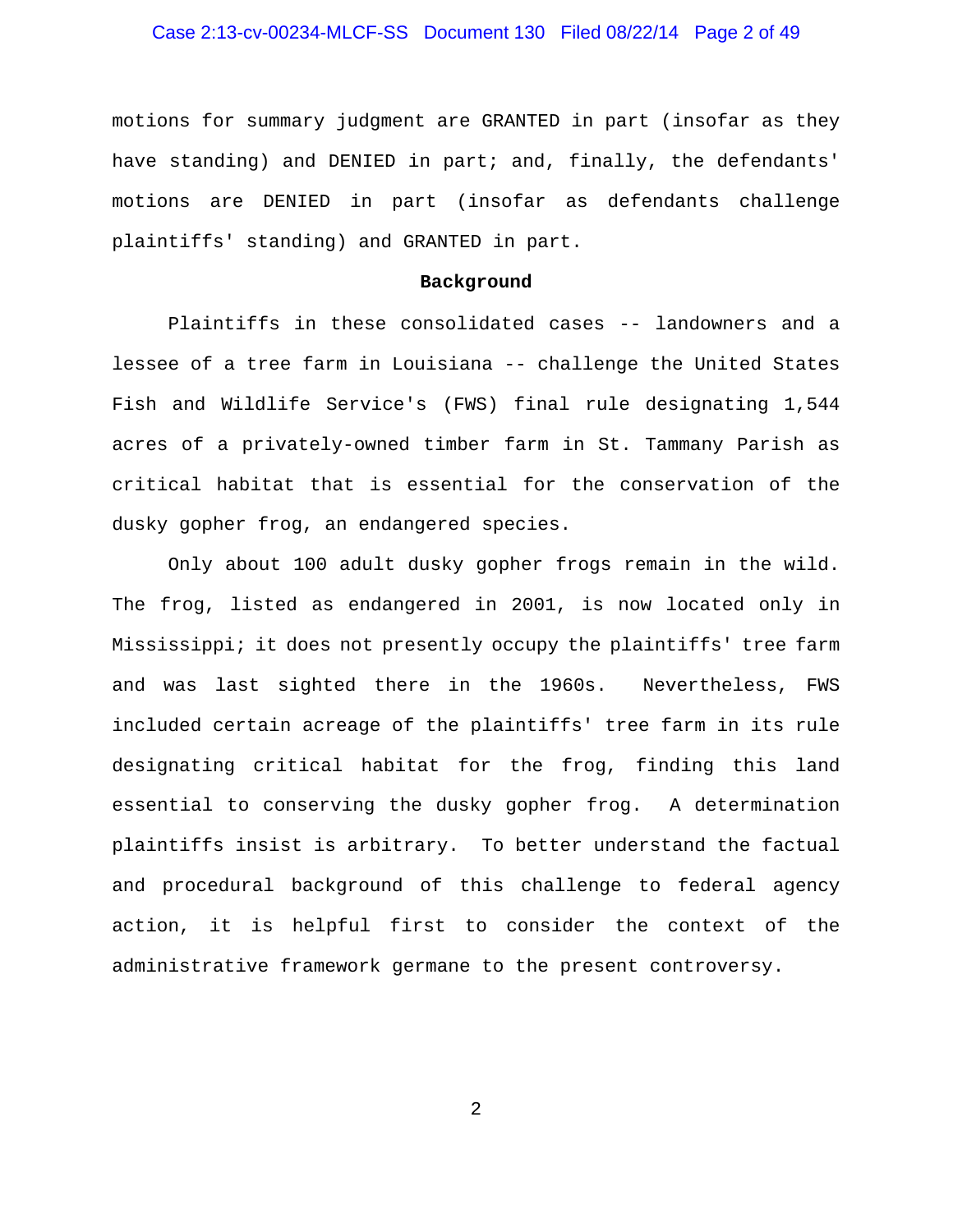motions for summary judgment are GRANTED in part (insofar as they have standing) and DENIED in part; and, finally, the defendants' motions are DENIED in part (insofar as defendants challenge plaintiffs' standing) and GRANTED in part.

**Background**

Plaintiffs in these consolidated cases -- landowners and a lessee of a tree farm in Louisiana -- challenge the United States Fish and Wildlife Service's (FWS) final rule designating 1,544 acres of a privately-owned timber farm in St. Tammany Parish as critical habitat that is essential for the conservation of the dusky gopher frog, an endangered species.

Only about 100 adult dusky gopher frogs remain in the wild. The frog, listed as endangered in 2001, is now located only in Mississippi; it does not presently occupy the plaintiffs' tree farm and was last sighted there in the 1960s. Nevertheless, FWS included certain acreage of the plaintiffs' tree farm in its rule designating critical habitat for the frog, finding this land essential to conserving the dusky gopher frog. A determination plaintiffs insist is arbitrary. To better understand the factual and procedural background of this challenge to federal agency action, it is helpful first to consider the context of the administrative framework germane to the present controversy.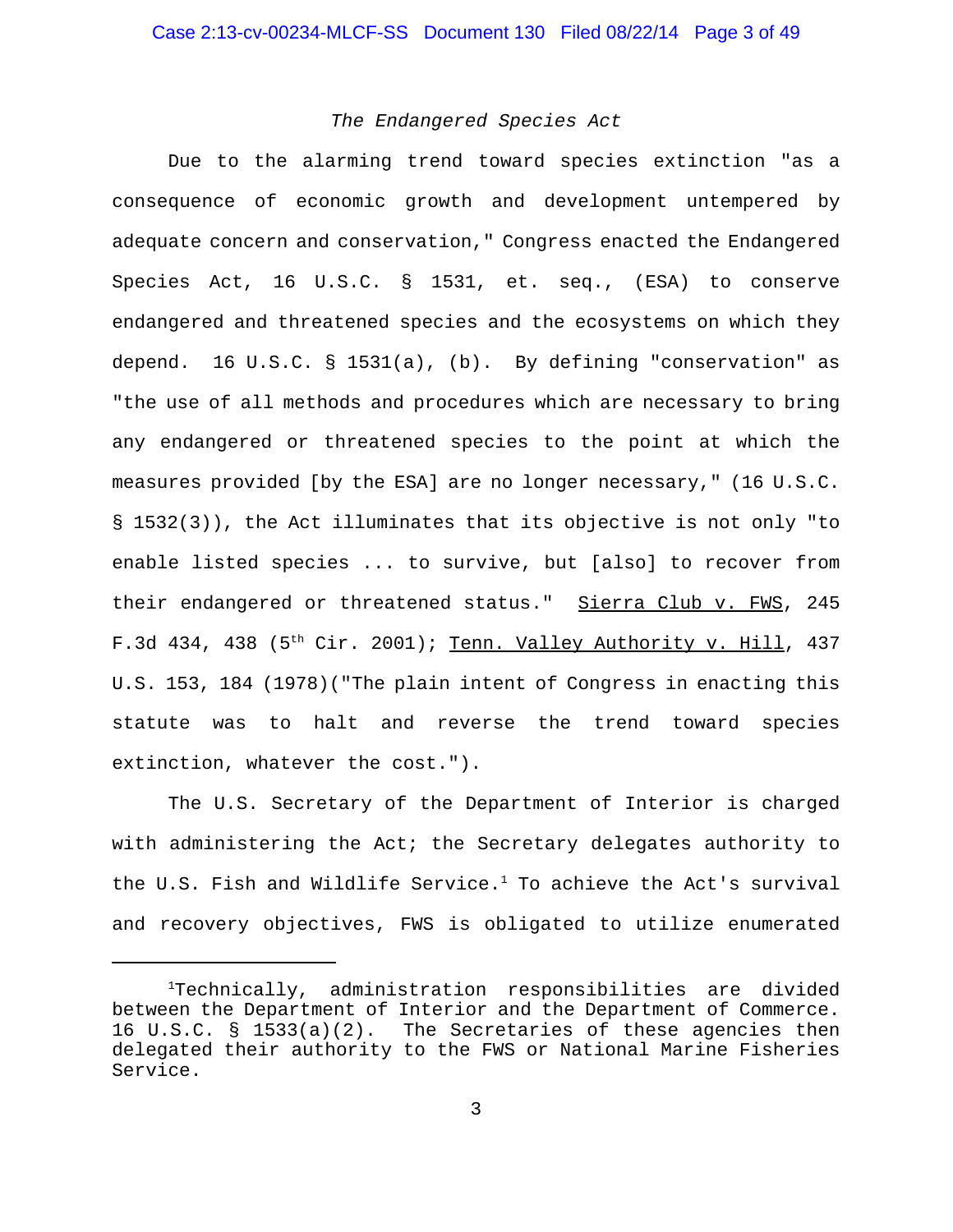*The Endangered Species Act*

Due to the alarming trend toward species extinction "as a consequence of economic growth and development untempered by adequate concern and conservation," Congress enacted the Endangered Species Act, 16 U.S.C. § 1531, et. seq., (ESA) to conserve endangered and threatened species and the ecosystems on which they depend. 16 U.S.C. § 1531(a), (b). By defining "conservation" as "the use of all methods and procedures which are necessary to bring any endangered or threatened species to the point at which the measures provided [by the ESA] are no longer necessary," (16 U.S.C. § 1532(3)), the Act illuminates that its objective is not only "to enable listed species ... to survive, but [also] to recover from their endangered or threatened status." Sierra Club v. FWS, 245 F.3d 434, 438 (5th Cir. 2001); Tenn. Valley Authority v. Hill, 437 U.S. 153, 184 (1978)("The plain intent of Congress in enacting this statute was to halt and reverse the trend toward species extinction, whatever the cost.").

The U.S. Secretary of the Department of Interior is charged with administering the Act; the Secretary delegates authority to the U.S. Fish and Wildlife Service.[1] To achieve the Act's survival and recovery objectives, FWS is obligated to utilize enumerated

[1]Technically, administration responsibilities are divided between the Department of Interior and the Department of Commerce. 16 U.S.C. § 1533(a)(2). The Secretaries of these agencies then delegated their authority to the FWS or National Marine Fisheries Service.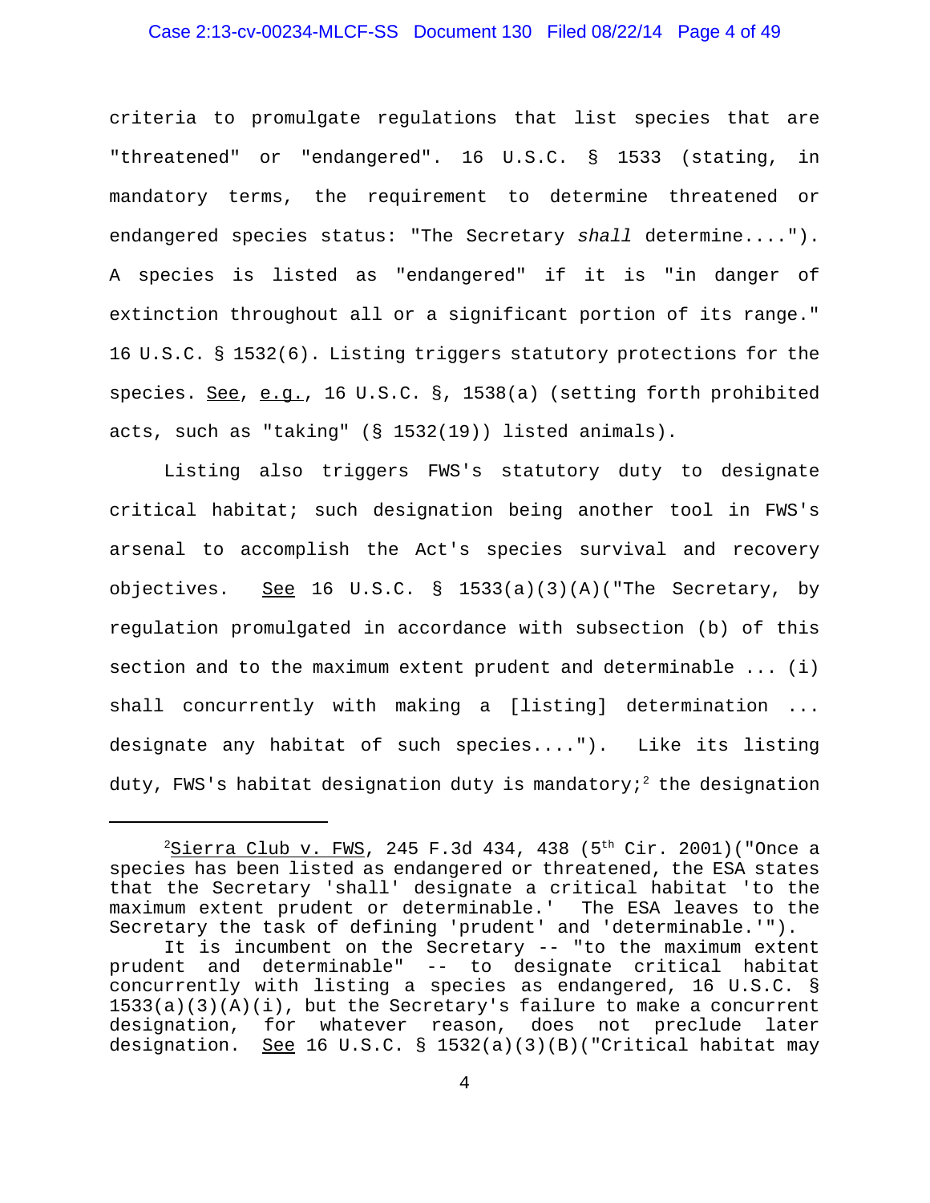criteria to promulgate regulations that list species that are "threatened" or "endangered". 16 U.S.C. § 1533 (stating, in mandatory terms, the requirement to determine threatened or endangered species status: "The Secretary *shall* determine...."). A species is listed as "endangered" if it is "in danger of extinction throughout all or a significant portion of its range." 16 U.S.C. § 1532(6). Listing triggers statutory protections for the species. See, e.g., 16 U.S.C. §, 1538(a) (setting forth prohibited acts, such as "taking" (§ 1532(19)) listed animals).

Listing also triggers FWS's statutory duty to designate critical habitat; such designation being another tool in FWS's arsenal to accomplish the Act's species survival and recovery objectives. See 16 U.S.C. § 1533(a)(3)(A)("The Secretary, by regulation promulgated in accordance with subsection (b) of this section and to the maximum extent prudent and determinable ... (i) shall concurrently with making a [listing] determination ... designate any habitat of such species...."). Like its listing duty, FWS's habitat designation duty is mandatory;[2] the designation

---

[2]Sierra Club v. FWS, 245 F.3d 434, 438 (5th Cir. 2001)("Once a species has been listed as endangered or threatened, the ESA states that the Secretary 'shall' designate a critical habitat 'to the maximum extent prudent or determinable.' The ESA leaves to the Secretary the task of defining 'prudent' and 'determinable.'").

It is incumbent on the Secretary -- "to the maximum extent prudent and determinable" -- to designate critical habitat concurrently with listing a species as endangered, 16 U.S.C. § 1533(a)(3)(A)(i), but the Secretary's failure to make a concurrent designation, for whatever reason, does not preclude later designation. See 16 U.S.C. § 1532(a)(3)(B)("Critical habitat may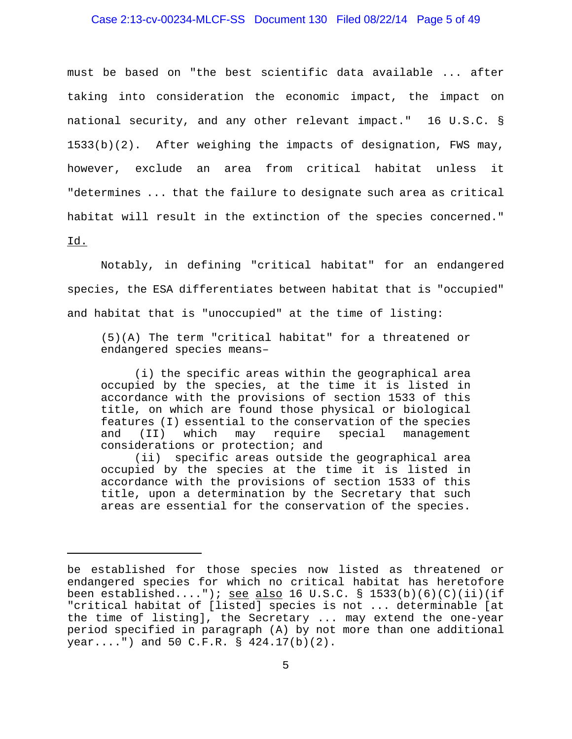must be based on "the best scientific data available ... after taking into consideration the economic impact, the impact on national security, and any other relevant impact." 16 U.S.C. § 1533(b)(2). After weighing the impacts of designation, FWS may, however, exclude an area from critical habitat unless it "determines ... that the failure to designate such area as critical habitat will result in the extinction of the species concerned." Id.

Notably, in defining "critical habitat" for an endangered species, the ESA differentiates between habitat that is "occupied" and habitat that is "unoccupied" at the time of listing:

> (5)(A) The term "critical habitat" for a threatened or endangered species means–
>
> (i) the specific areas within the geographical area occupied by the species, at the time it is listed in accordance with the provisions of section 1533 of this title, on which are found those physical or biological features (I) essential to the conservation of the species and (II) which may require special management considerations or protection; and
>
> (ii) specific areas outside the geographical area occupied by the species at the time it is listed in accordance with the provisions of section 1533 of this title, upon a determination by the Secretary that such areas are essential for the conservation of the species.

---

be established for those species now listed as threatened or endangered species for which no critical habitat has heretofore been established...."); see also 16 U.S.C. § 1533(b)(6)(C)(ii)(if "critical habitat of [listed] species is not ... determinable [at the time of listing], the Secretary ... may extend the one-year period specified in paragraph (A) by not more than one additional year....") and 50 C.F.R. § 424.17(b)(2).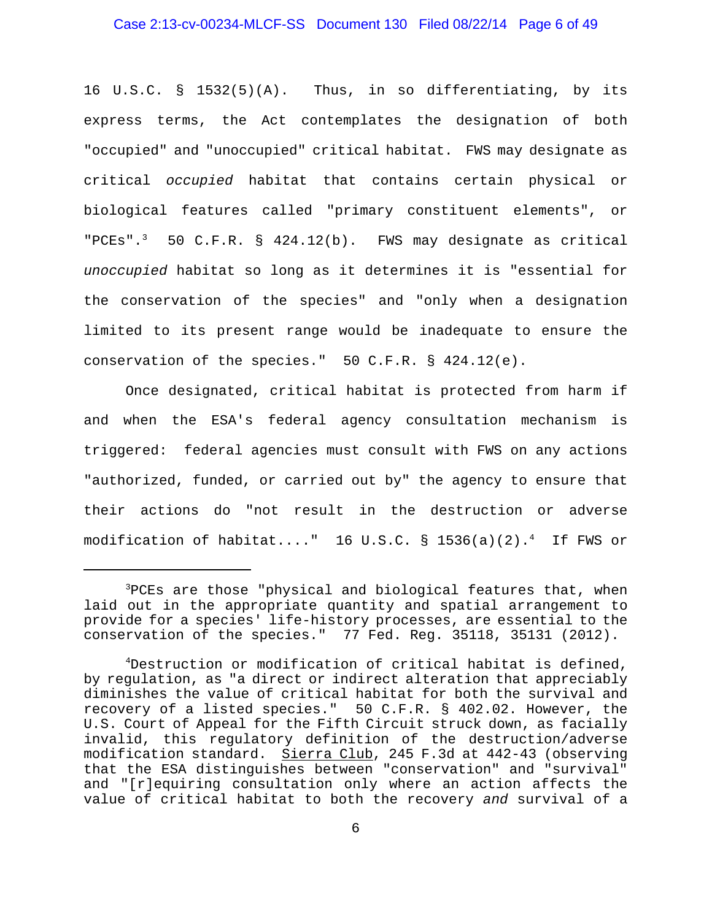16 U.S.C. § 1532(5)(A). Thus, in so differentiating, by its express terms, the Act contemplates the designation of both "occupied" and "unoccupied" critical habitat. FWS may designate as critical *occupied* habitat that contains certain physical or biological features called "primary constituent elements", or "PCEs".[3] 50 C.F.R. § 424.12(b). FWS may designate as critical *unoccupied* habitat so long as it determines it is "essential for the conservation of the species" and "only when a designation limited to its present range would be inadequate to ensure the conservation of the species." 50 C.F.R. § 424.12(e).

Once designated, critical habitat is protected from harm if and when the ESA's federal agency consultation mechanism is triggered: federal agencies must consult with FWS on any actions "authorized, funded, or carried out by" the agency to ensure that their actions do "not result in the destruction or adverse modification of habitat...." 16 U.S.C. § 1536(a)(2).[4] If FWS or

---

[3]PCEs are those "physical and biological features that, when laid out in the appropriate quantity and spatial arrangement to provide for a species' life-history processes, are essential to the conservation of the species." 77 Fed. Reg. 35118, 35131 (2012).

[4]Destruction or modification of critical habitat is defined, by regulation, as "a direct or indirect alteration that appreciably diminishes the value of critical habitat for both the survival and recovery of a listed species." 50 C.F.R. § 402.02. However, the U.S. Court of Appeal for the Fifth Circuit struck down, as facially invalid, this regulatory definition of the destruction/adverse modification standard. Sierra Club, 245 F.3d at 442-43 (observing that the ESA distinguishes between "conservation" and "survival" and "[r]equiring consultation only where an action affects the value of critical habitat to both the recovery *and* survival of a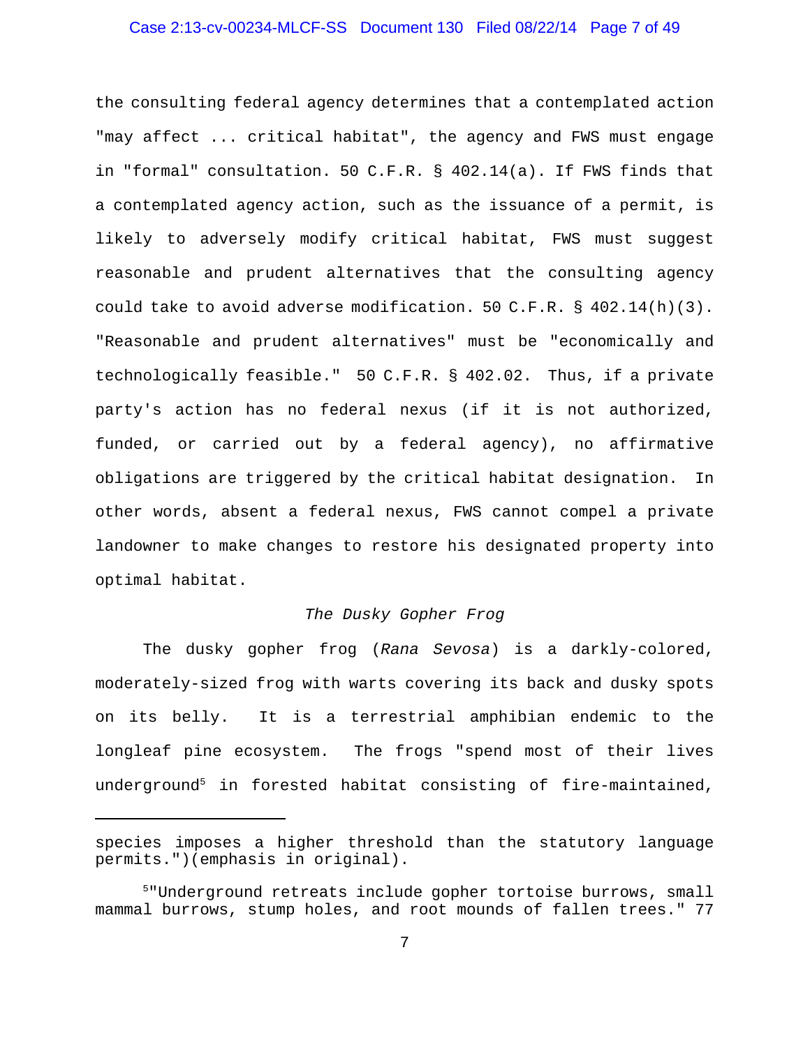the consulting federal agency determines that a contemplated action "may affect ... critical habitat", the agency and FWS must engage in "formal" consultation. 50 C.F.R. § 402.14(a). If FWS finds that a contemplated agency action, such as the issuance of a permit, is likely to adversely modify critical habitat, FWS must suggest reasonable and prudent alternatives that the consulting agency could take to avoid adverse modification. 50 C.F.R. § 402.14(h)(3). "Reasonable and prudent alternatives" must be "economically and technologically feasible." 50 C.F.R. § 402.02. Thus, if a private party's action has no federal nexus (if it is not authorized, funded, or carried out by a federal agency), no affirmative obligations are triggered by the critical habitat designation. In other words, absent a federal nexus, FWS cannot compel a private landowner to make changes to restore his designated property into optimal habitat.

*The Dusky Gopher Frog*

The dusky gopher frog (*Rana Sevosa*) is a darkly-colored, moderately-sized frog with warts covering its back and dusky spots on its belly. It is a terrestrial amphibian endemic to the longleaf pine ecosystem. The frogs "spend most of their lives underground[5] in forested habitat consisting of fire-maintained,

---

species imposes a higher threshold than the statutory language permits.")(emphasis in original).

[5]"Underground retreats include gopher tortoise burrows, small mammal burrows, stump holes, and root mounds of fallen trees." 77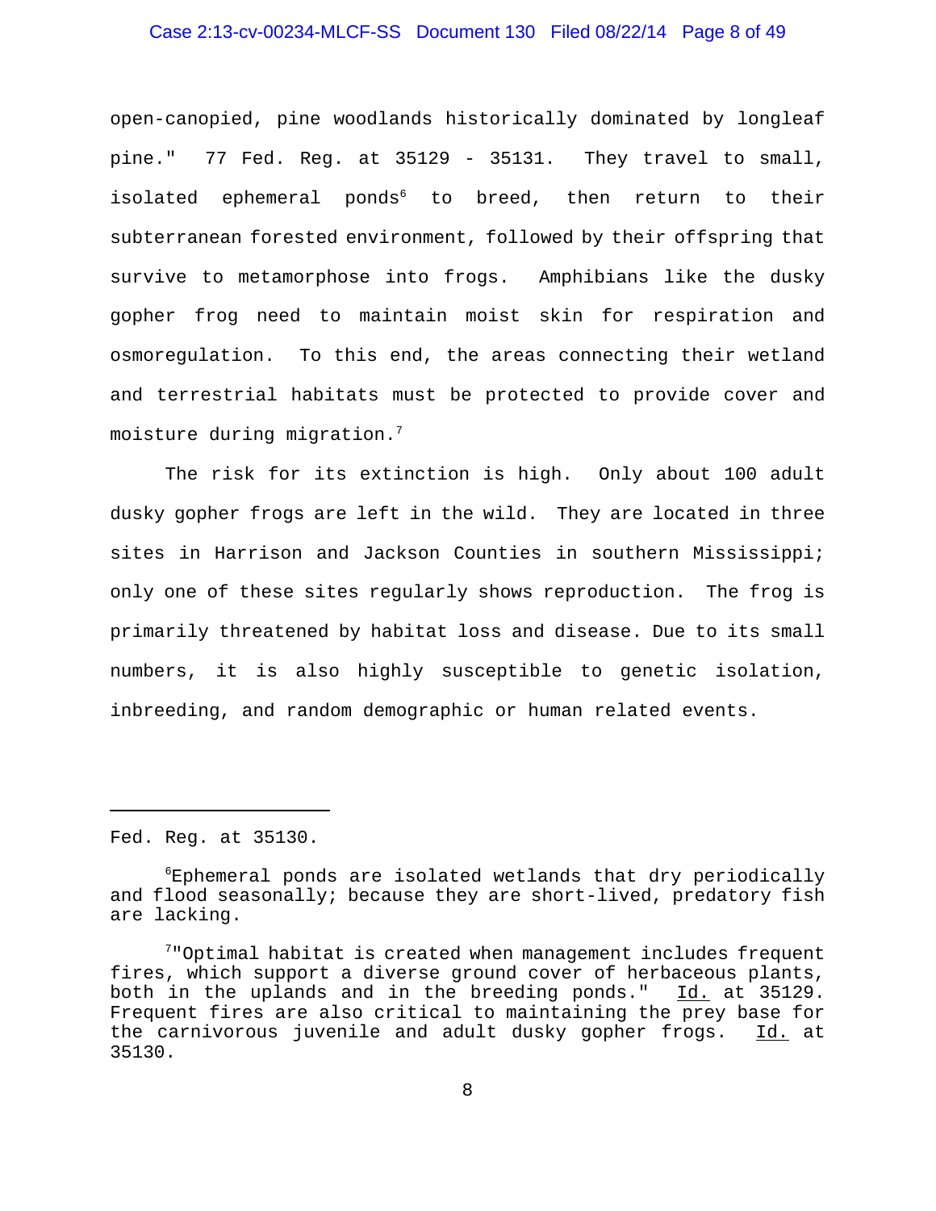open-canopied, pine woodlands historically dominated by longleaf pine." 77 Fed. Reg. at 35129 - 35131. They travel to small, isolated ephemeral ponds[6] to breed, then return to their subterranean forested environment, followed by their offspring that survive to metamorphose into frogs. Amphibians like the dusky gopher frog need to maintain moist skin for respiration and osmoregulation. To this end, the areas connecting their wetland and terrestrial habitats must be protected to provide cover and moisture during migration.[7]

The risk for its extinction is high. Only about 100 adult dusky gopher frogs are left in the wild. They are located in three sites in Harrison and Jackson Counties in southern Mississippi; only one of these sites regularly shows reproduction. The frog is primarily threatened by habitat loss and disease. Due to its small numbers, it is also highly susceptible to genetic isolation, inbreeding, and random demographic or human related events.

---

Fed. Reg. at 35130.

[6]Ephemeral ponds are isolated wetlands that dry periodically and flood seasonally; because they are short-lived, predatory fish are lacking.

[7]"Optimal habitat is created when management includes frequent fires, which support a diverse ground cover of herbaceous plants, both in the uplands and in the breeding ponds." Id. at 35129. Frequent fires are also critical to maintaining the prey base for the carnivorous juvenile and adult dusky gopher frogs. Id. at 35130.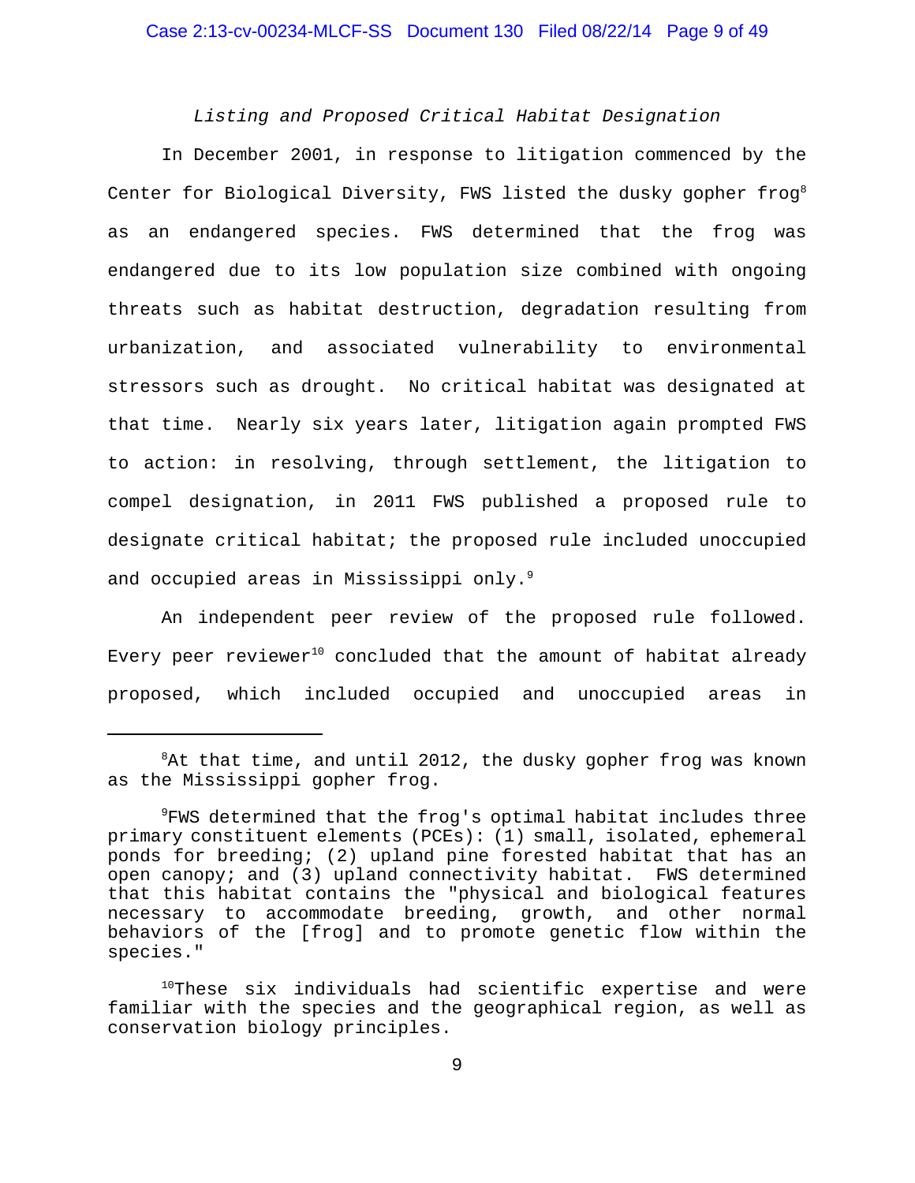*Listing and Proposed Critical Habitat Designation*

In December 2001, in response to litigation commenced by the Center for Biological Diversity, FWS listed the dusky gopher frog[8] as an endangered species. FWS determined that the frog was endangered due to its low population size combined with ongoing threats such as habitat destruction, degradation resulting from urbanization, and associated vulnerability to environmental stressors such as drought. No critical habitat was designated at that time. Nearly six years later, litigation again prompted FWS to action: in resolving, through settlement, the litigation to compel designation, in 2011 FWS published a proposed rule to designate critical habitat; the proposed rule included unoccupied and occupied areas in Mississippi only.[9]

An independent peer review of the proposed rule followed. Every peer reviewer[10] concluded that the amount of habitat already proposed, which included occupied and unoccupied areas in

---

[8]At that time, and until 2012, the dusky gopher frog was known as the Mississippi gopher frog.

[9]FWS determined that the frog's optimal habitat includes three primary constituent elements (PCEs): (1) small, isolated, ephemeral ponds for breeding; (2) upland pine forested habitat that has an open canopy; and (3) upland connectivity habitat. FWS determined that this habitat contains the "physical and biological features necessary to accommodate breeding, growth, and other normal behaviors of the [frog] and to promote genetic flow within the species."

[10]These six individuals had scientific expertise and were familiar with the species and the geographical region, as well as conservation biology principles.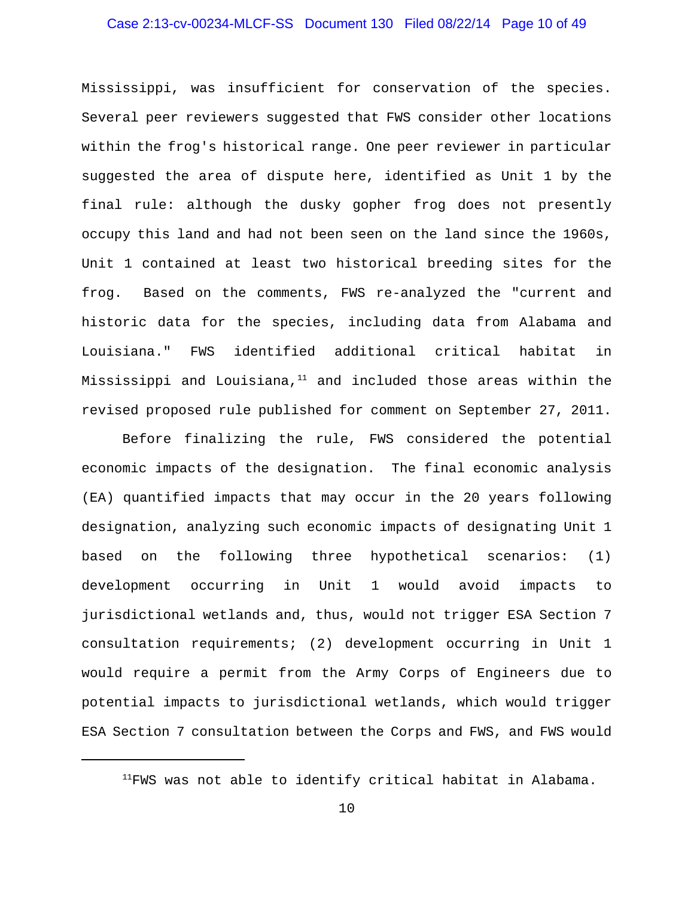Mississippi, was insufficient for conservation of the species. Several peer reviewers suggested that FWS consider other locations within the frog's historical range. One peer reviewer in particular suggested the area of dispute here, identified as Unit 1 by the final rule: although the dusky gopher frog does not presently occupy this land and had not been seen on the land since the 1960s, Unit 1 contained at least two historical breeding sites for the frog. Based on the comments, FWS re-analyzed the "current and historic data for the species, including data from Alabama and Louisiana." FWS identified additional critical habitat in Mississippi and Louisiana,[11] and included those areas within the revised proposed rule published for comment on September 27, 2011.

Before finalizing the rule, FWS considered the potential economic impacts of the designation. The final economic analysis (EA) quantified impacts that may occur in the 20 years following designation, analyzing such economic impacts of designating Unit 1 based on the following three hypothetical scenarios: (1) development occurring in Unit 1 would avoid impacts to jurisdictional wetlands and, thus, would not trigger ESA Section 7 consultation requirements; (2) development occurring in Unit 1 would require a permit from the Army Corps of Engineers due to potential impacts to jurisdictional wetlands, which would trigger ESA Section 7 consultation between the Corps and FWS, and FWS would

---

[11] FWS was not able to identify critical habitat in Alabama.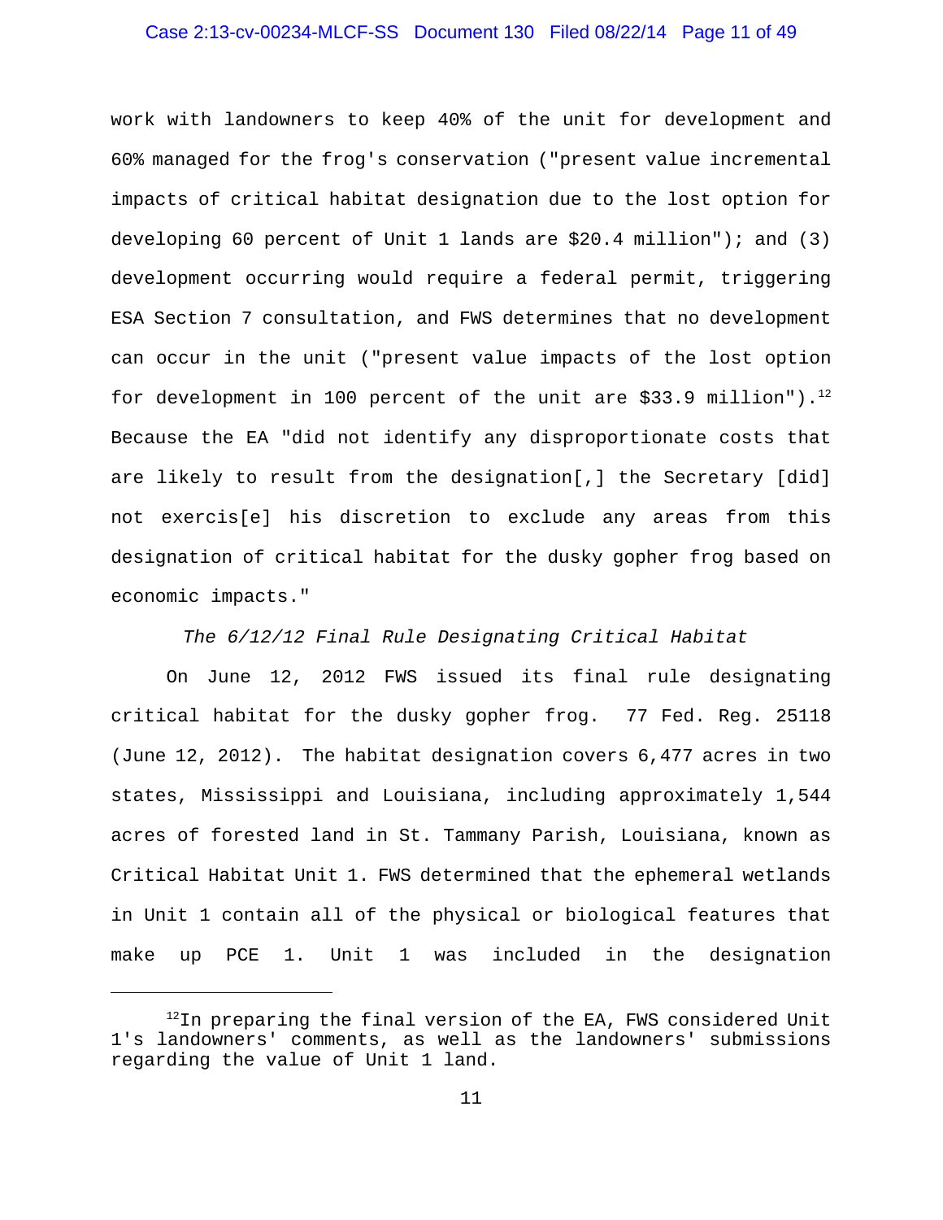work with landowners to keep 40% of the unit for development and 60% managed for the frog's conservation ("present value incremental impacts of critical habitat designation due to the lost option for developing 60 percent of Unit 1 lands are $20.4 million"); and (3) development occurring would require a federal permit, triggering ESA Section 7 consultation, and FWS determines that no development can occur in the unit ("present value impacts of the lost option for development in 100 percent of the unit are $33.9 million").[12] Because the EA "did not identify any disproportionate costs that are likely to result from the designation[,] the Secretary [did] not exercis[e] his discretion to exclude any areas from this designation of critical habitat for the dusky gopher frog based on economic impacts."

*The 6/12/12 Final Rule Designating Critical Habitat*

On June 12, 2012 FWS issued its final rule designating critical habitat for the dusky gopher frog. 77 Fed. Reg. 25118 (June 12, 2012). The habitat designation covers 6,477 acres in two states, Mississippi and Louisiana, including approximately 1,544 acres of forested land in St. Tammany Parish, Louisiana, known as Critical Habitat Unit 1. FWS determined that the ephemeral wetlands in Unit 1 contain all of the physical or biological features that make up PCE 1. Unit 1 was included in the designation

---

[12] In preparing the final version of the EA, FWS considered Unit 1's landowners' comments, as well as the landowners' submissions regarding the value of Unit 1 land.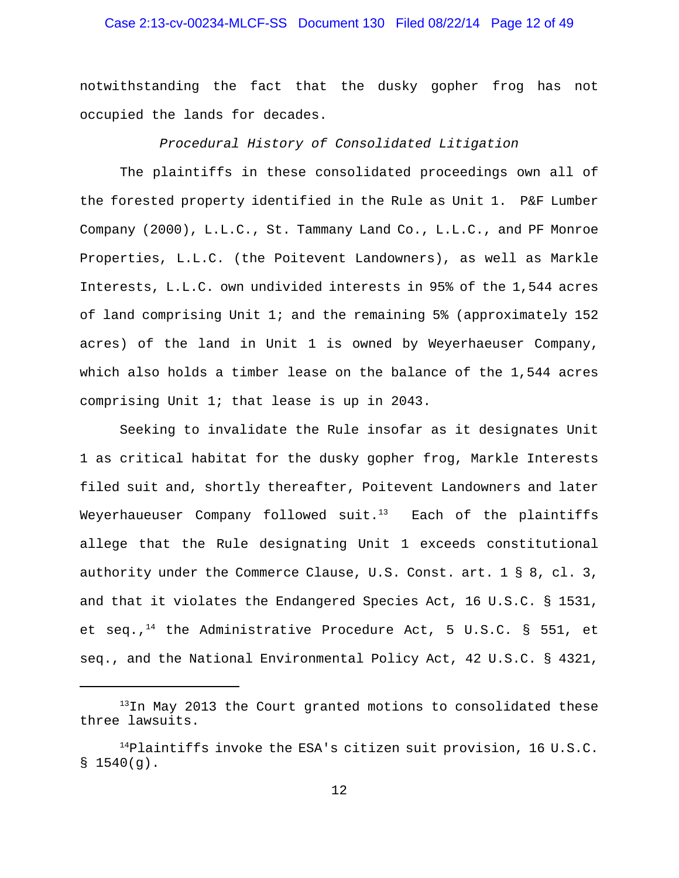notwithstanding the fact that the dusky gopher frog has not occupied the lands for decades.

*Procedural History of Consolidated Litigation*

The plaintiffs in these consolidated proceedings own all of the forested property identified in the Rule as Unit 1. P&F Lumber Company (2000), L.L.C., St. Tammany Land Co., L.L.C., and PF Monroe Properties, L.L.C. (the Poitevent Landowners), as well as Markle Interests, L.L.C. own undivided interests in 95% of the 1,544 acres of land comprising Unit 1; and the remaining 5% (approximately 152 acres) of the land in Unit 1 is owned by Weyerhaeuser Company, which also holds a timber lease on the balance of the 1,544 acres comprising Unit 1; that lease is up in 2043.

Seeking to invalidate the Rule insofar as it designates Unit 1 as critical habitat for the dusky gopher frog, Markle Interests filed suit and, shortly thereafter, Poitevent Landowners and later Weyerhaueuser Company followed suit.[13] Each of the plaintiffs allege that the Rule designating Unit 1 exceeds constitutional authority under the Commerce Clause, U.S. Const. art. 1 § 8, cl. 3, and that it violates the Endangered Species Act, 16 U.S.C. § 1531, et seq.,[14] the Administrative Procedure Act, 5 U.S.C. § 551, et seq., and the National Environmental Policy Act, 42 U.S.C. § 4321,

---

[13] In May 2013 the Court granted motions to consolidated these three lawsuits.

[14] Plaintiffs invoke the ESA's citizen suit provision, 16 U.S.C. § 1540(g).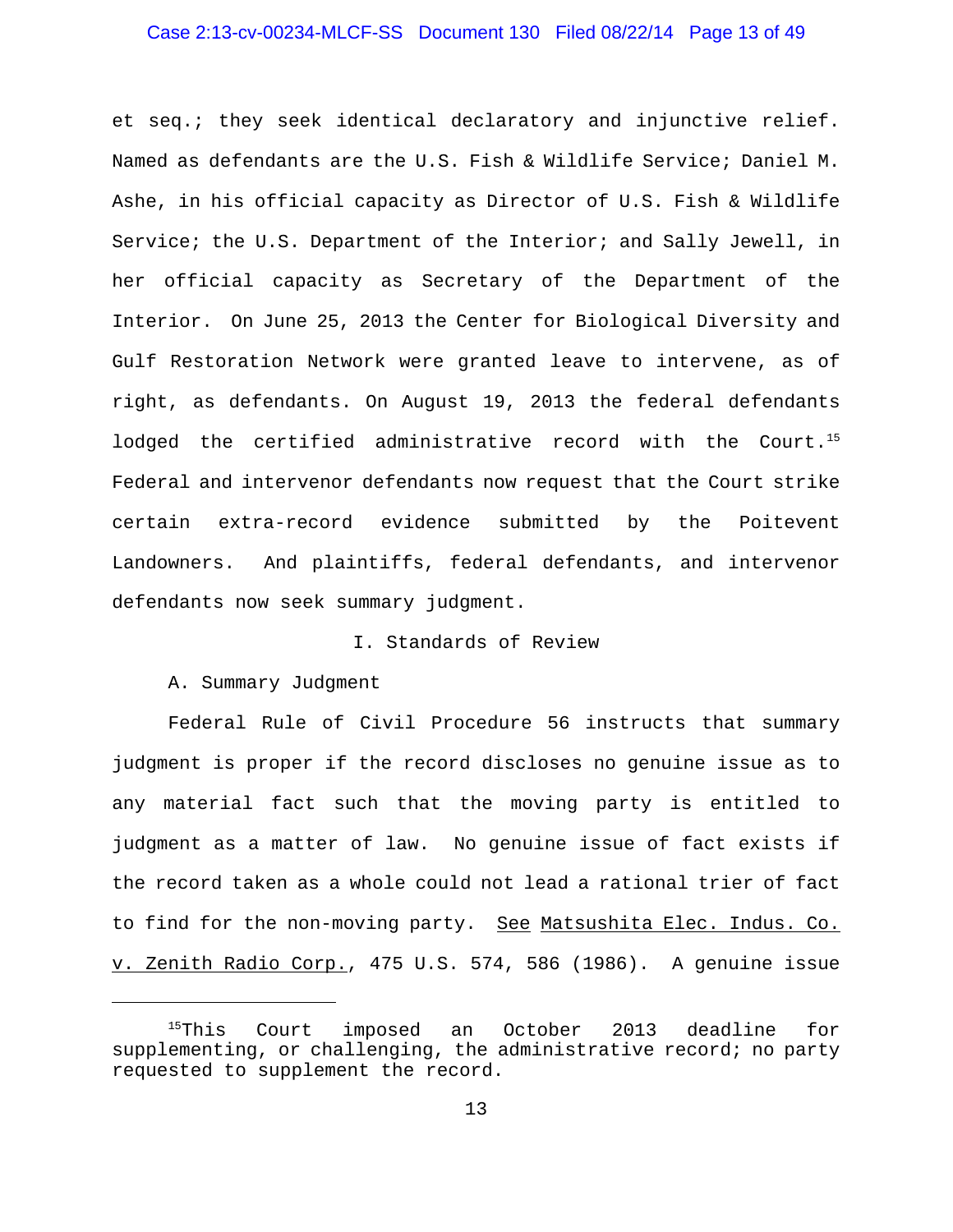et seq.; they seek identical declaratory and injunctive relief. Named as defendants are the U.S. Fish & Wildlife Service; Daniel M. Ashe, in his official capacity as Director of U.S. Fish & Wildlife Service; the U.S. Department of the Interior; and Sally Jewell, in her official capacity as Secretary of the Department of the Interior. On June 25, 2013 the Center for Biological Diversity and Gulf Restoration Network were granted leave to intervene, as of right, as defendants. On August 19, 2013 the federal defendants lodged the certified administrative record with the Court.[15] Federal and intervenor defendants now request that the Court strike certain extra-record evidence submitted by the Poitevent Landowners. And plaintiffs, federal defendants, and intervenor defendants now seek summary judgment.

## I. Standards of Review

### A. Summary Judgment

Federal Rule of Civil Procedure 56 instructs that summary judgment is proper if the record discloses no genuine issue as to any material fact such that the moving party is entitled to judgment as a matter of law. No genuine issue of fact exists if the record taken as a whole could not lead a rational trier of fact to find for the non-moving party. See Matsushita Elec. Indus. Co. v. Zenith Radio Corp., 475 U.S. 574, 586 (1986). A genuine issue

---

[15] This Court imposed an October 2013 deadline for supplementing, or challenging, the administrative record; no party requested to supplement the record.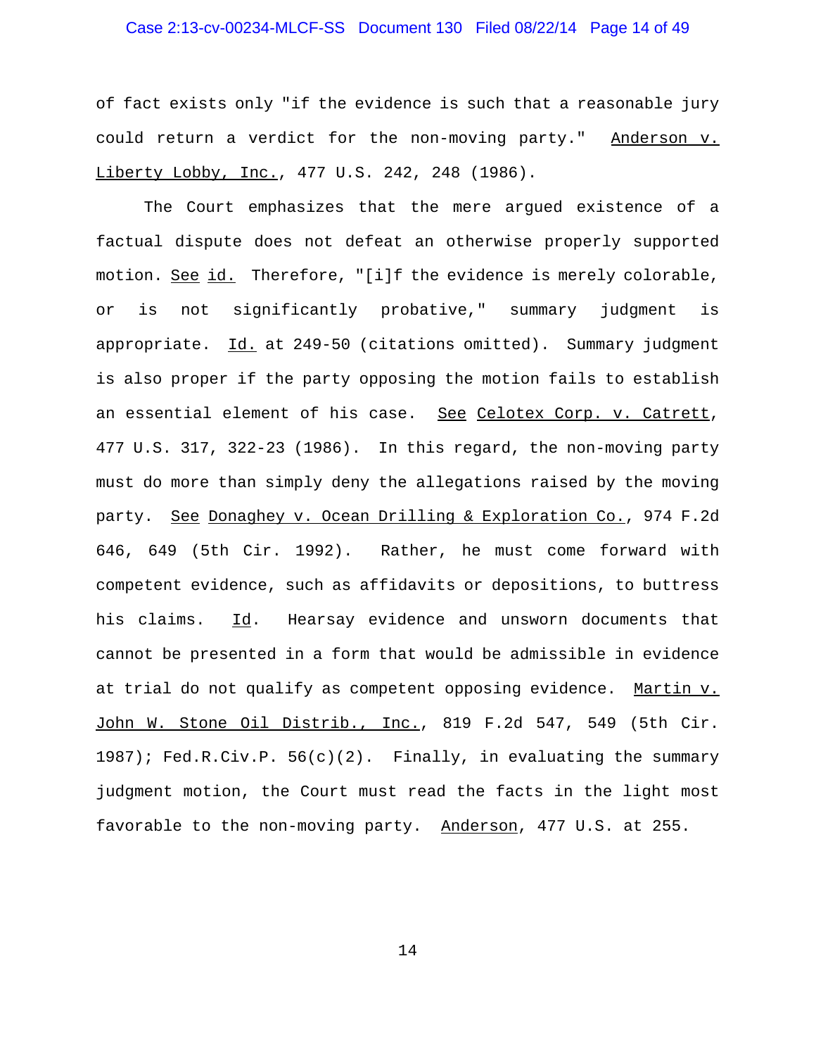of fact exists only "if the evidence is such that a reasonable jury could return a verdict for the non-moving party." Anderson v. Liberty Lobby, Inc., 477 U.S. 242, 248 (1986).

The Court emphasizes that the mere argued existence of a factual dispute does not defeat an otherwise properly supported motion. See id. Therefore, "[i]f the evidence is merely colorable, or is not significantly probative," summary judgment is appropriate. Id. at 249-50 (citations omitted). Summary judgment is also proper if the party opposing the motion fails to establish an essential element of his case. See Celotex Corp. v. Catrett, 477 U.S. 317, 322-23 (1986). In this regard, the non-moving party must do more than simply deny the allegations raised by the moving party. See Donaghey v. Ocean Drilling & Exploration Co., 974 F.2d 646, 649 (5th Cir. 1992). Rather, he must come forward with competent evidence, such as affidavits or depositions, to buttress his claims. Id. Hearsay evidence and unsworn documents that cannot be presented in a form that would be admissible in evidence at trial do not qualify as competent opposing evidence. Martin v. John W. Stone Oil Distrib., Inc., 819 F.2d 547, 549 (5th Cir. 1987); Fed.R.Civ.P. 56(c)(2). Finally, in evaluating the summary judgment motion, the Court must read the facts in the light most favorable to the non-moving party. Anderson, 477 U.S. at 255.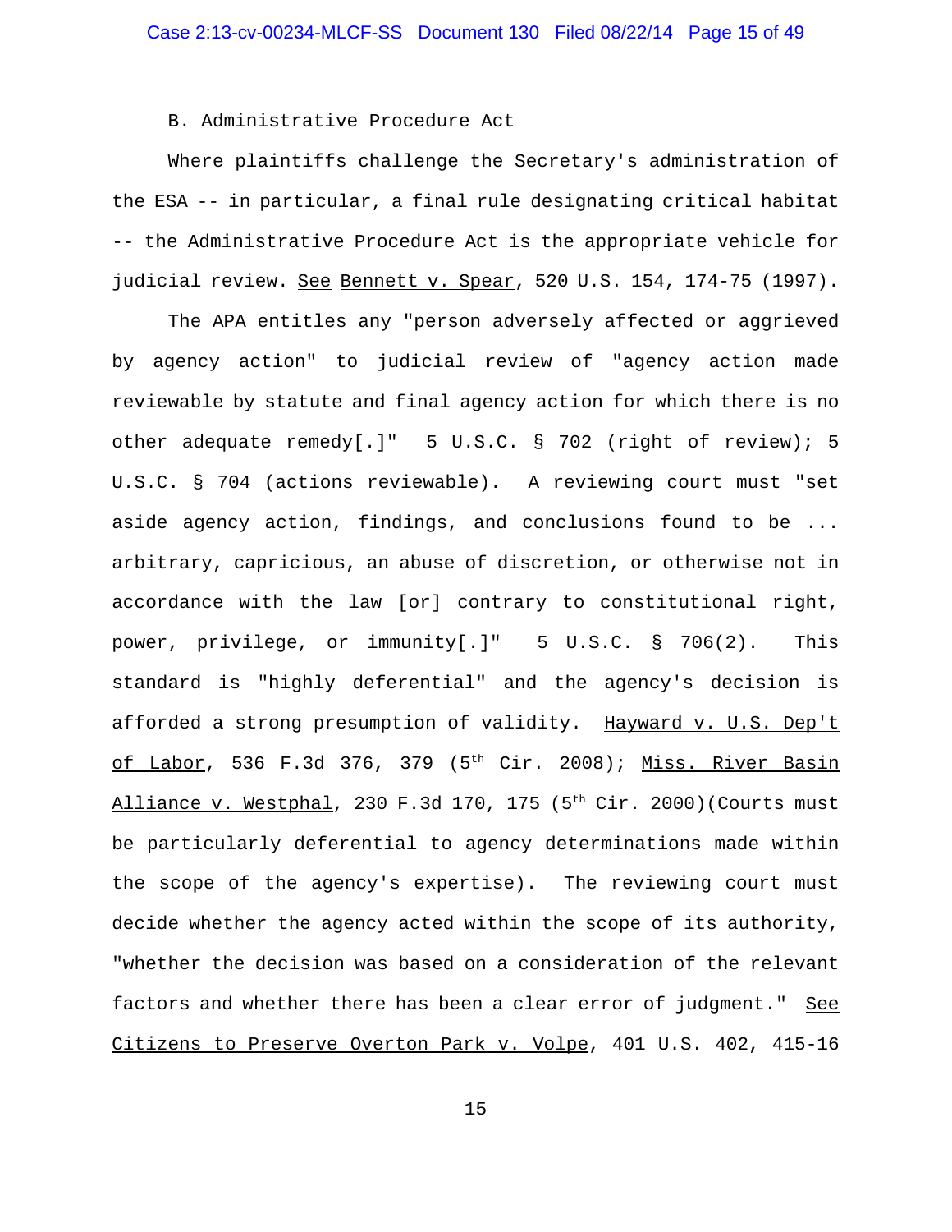### B. Administrative Procedure Act

Where plaintiffs challenge the Secretary's administration of the ESA -- in particular, a final rule designating critical habitat -- the Administrative Procedure Act is the appropriate vehicle for judicial review. See Bennett v. Spear, 520 U.S. 154, 174-75 (1997).

The APA entitles any "person adversely affected or aggrieved by agency action" to judicial review of "agency action made reviewable by statute and final agency action for which there is no other adequate remedy[.]" 5 U.S.C. § 702 (right of review); 5 U.S.C. § 704 (actions reviewable). A reviewing court must "set aside agency action, findings, and conclusions found to be ... arbitrary, capricious, an abuse of discretion, or otherwise not in accordance with the law [or] contrary to constitutional right, power, privilege, or immunity[.]" 5 U.S.C. § 706(2). This standard is "highly deferential" and the agency's decision is afforded a strong presumption of validity. Hayward v. U.S. Dep't of Labor, 536 F.3d 376, 379 (5th Cir. 2008); Miss. River Basin Alliance v. Westphal, 230 F.3d 170, 175 (5th Cir. 2000)(Courts must be particularly deferential to agency determinations made within the scope of the agency's expertise). The reviewing court must decide whether the agency acted within the scope of its authority, "whether the decision was based on a consideration of the relevant factors and whether there has been a clear error of judgment." See Citizens to Preserve Overton Park v. Volpe, 401 U.S. 402, 415-16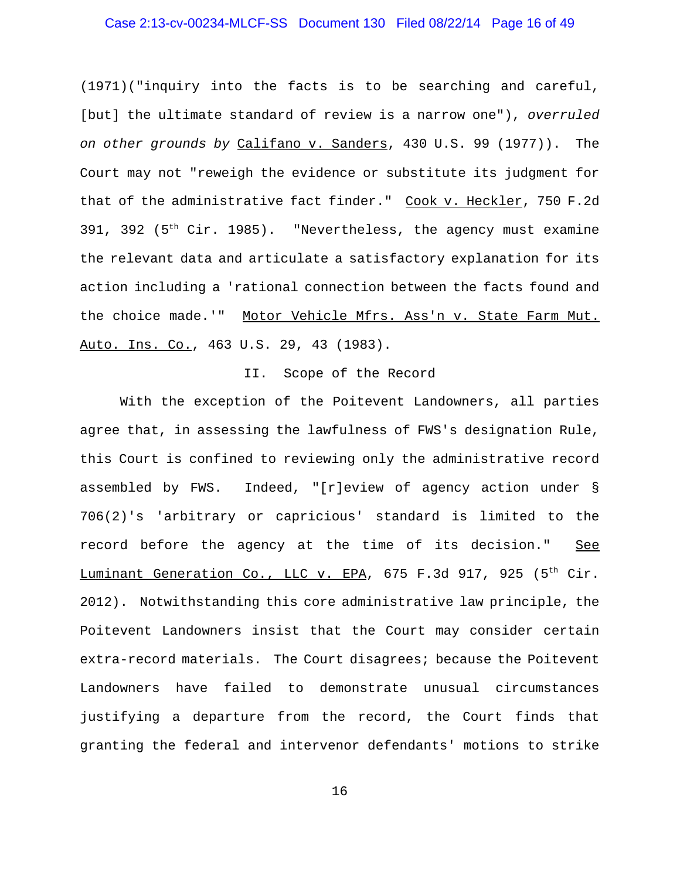(1971)("inquiry into the facts is to be searching and careful, [but] the ultimate standard of review is a narrow one"), *overruled on other grounds by* Califano v. Sanders, 430 U.S. 99 (1977)). The Court may not "reweigh the evidence or substitute its judgment for that of the administrative fact finder." Cook v. Heckler, 750 F.2d 391, 392 (5th Cir. 1985). "Nevertheless, the agency must examine the relevant data and articulate a satisfactory explanation for its action including a 'rational connection between the facts found and the choice made.'" Motor Vehicle Mfrs. Ass'n v. State Farm Mut. Auto. Ins. Co., 463 U.S. 29, 43 (1983).

## II. Scope of the Record

With the exception of the Poitevent Landowners, all parties agree that, in assessing the lawfulness of FWS's designation Rule, this Court is confined to reviewing only the administrative record assembled by FWS. Indeed, "[r]eview of agency action under § 706(2)'s 'arbitrary or capricious' standard is limited to the record before the agency at the time of its decision." See Luminant Generation Co., LLC v. EPA, 675 F.3d 917, 925 (5th Cir. 2012). Notwithstanding this core administrative law principle, the Poitevent Landowners insist that the Court may consider certain extra-record materials. The Court disagrees; because the Poitevent Landowners have failed to demonstrate unusual circumstances justifying a departure from the record, the Court finds that granting the federal and intervenor defendants' motions to strike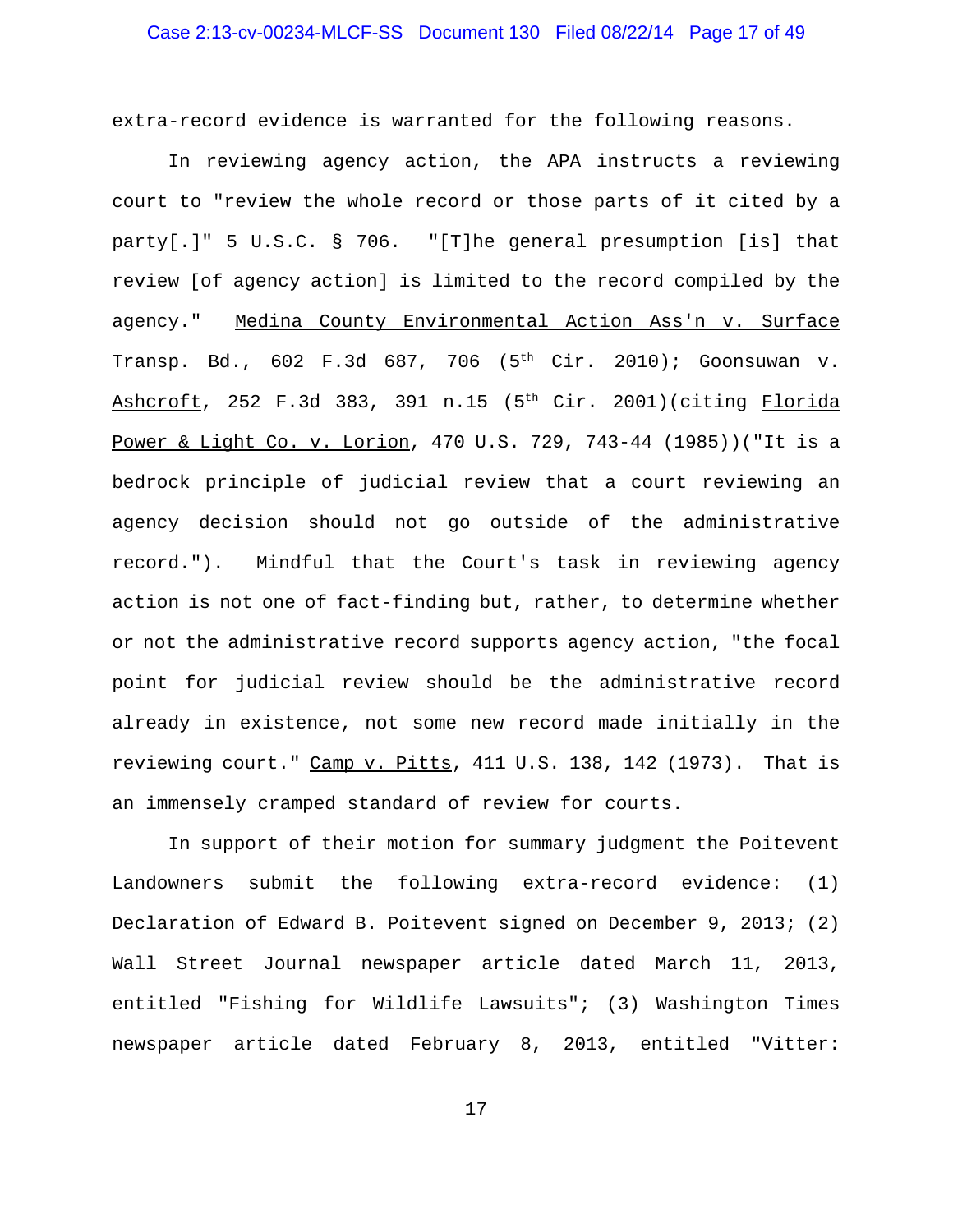extra-record evidence is warranted for the following reasons.

In reviewing agency action, the APA instructs a reviewing court to "review the whole record or those parts of it cited by a party[.]" 5 U.S.C. § 706. "[T]he general presumption [is] that review [of agency action] is limited to the record compiled by the agency." Medina County Environmental Action Ass'n v. Surface Transp. Bd., 602 F.3d 687, 706 (5th Cir. 2010); Goonsuwan v. Ashcroft, 252 F.3d 383, 391 n.15 (5th Cir. 2001)(citing Florida Power & Light Co. v. Lorion, 470 U.S. 729, 743-44 (1985))("It is a bedrock principle of judicial review that a court reviewing an agency decision should not go outside of the administrative record."). Mindful that the Court's task in reviewing agency action is not one of fact-finding but, rather, to determine whether or not the administrative record supports agency action, "the focal point for judicial review should be the administrative record already in existence, not some new record made initially in the reviewing court." Camp v. Pitts, 411 U.S. 138, 142 (1973). That is an immensely cramped standard of review for courts.

In support of their motion for summary judgment the Poitevent Landowners submit the following extra-record evidence: (1) Declaration of Edward B. Poitevent signed on December 9, 2013; (2) Wall Street Journal newspaper article dated March 11, 2013, entitled "Fishing for Wildlife Lawsuits"; (3) Washington Times newspaper article dated February 8, 2013, entitled "Vitter: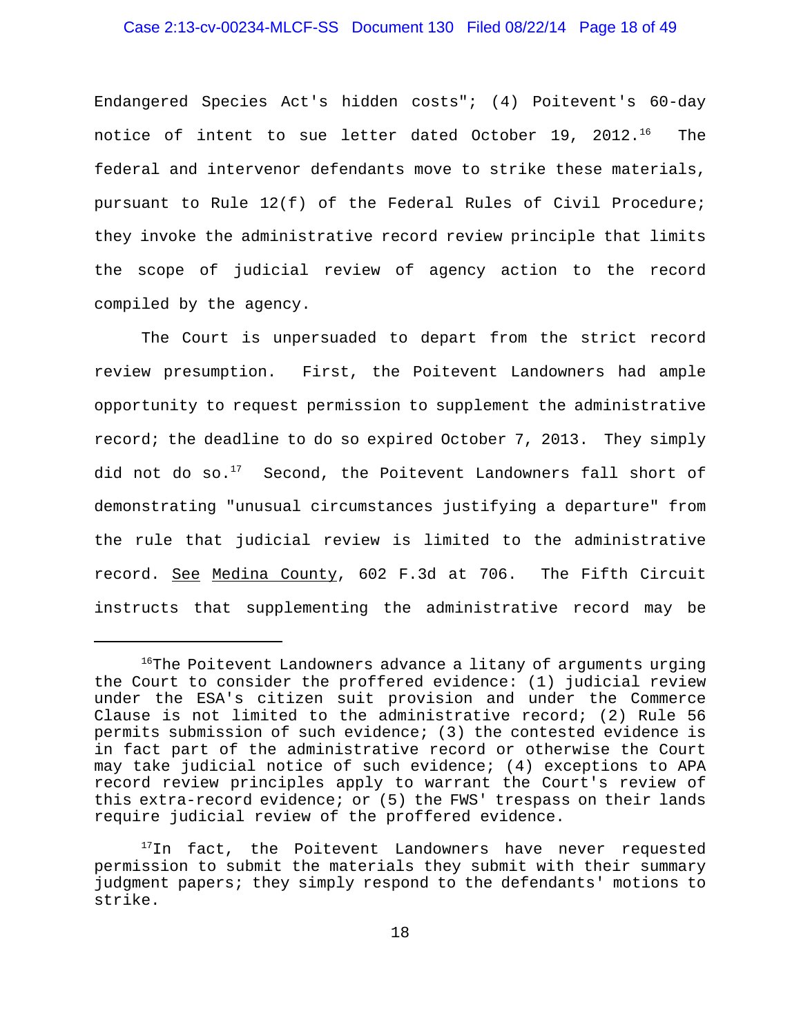Endangered Species Act's hidden costs"; (4) Poitevent's 60-day notice of intent to sue letter dated October 19, 2012.[16] The federal and intervenor defendants move to strike these materials, pursuant to Rule 12(f) of the Federal Rules of Civil Procedure; they invoke the administrative record review principle that limits the scope of judicial review of agency action to the record compiled by the agency.

The Court is unpersuaded to depart from the strict record review presumption. First, the Poitevent Landowners had ample opportunity to request permission to supplement the administrative record; the deadline to do so expired October 7, 2013. They simply did not do so.[17] Second, the Poitevent Landowners fall short of demonstrating "unusual circumstances justifying a departure" from the rule that judicial review is limited to the administrative record. See Medina County, 602 F.3d at 706. The Fifth Circuit instructs that supplementing the administrative record may be

---

[16] The Poitevent Landowners advance a litany of arguments urging the Court to consider the proffered evidence: (1) judicial review under the ESA's citizen suit provision and under the Commerce Clause is not limited to the administrative record; (2) Rule 56 permits submission of such evidence; (3) the contested evidence is in fact part of the administrative record or otherwise the Court may take judicial notice of such evidence; (4) exceptions to APA record review principles apply to warrant the Court's review of this extra-record evidence; or (5) the FWS' trespass on their lands require judicial review of the proffered evidence.

[17] In fact, the Poitevent Landowners have never requested permission to submit the materials they submit with their summary judgment papers; they simply respond to the defendants' motions to strike.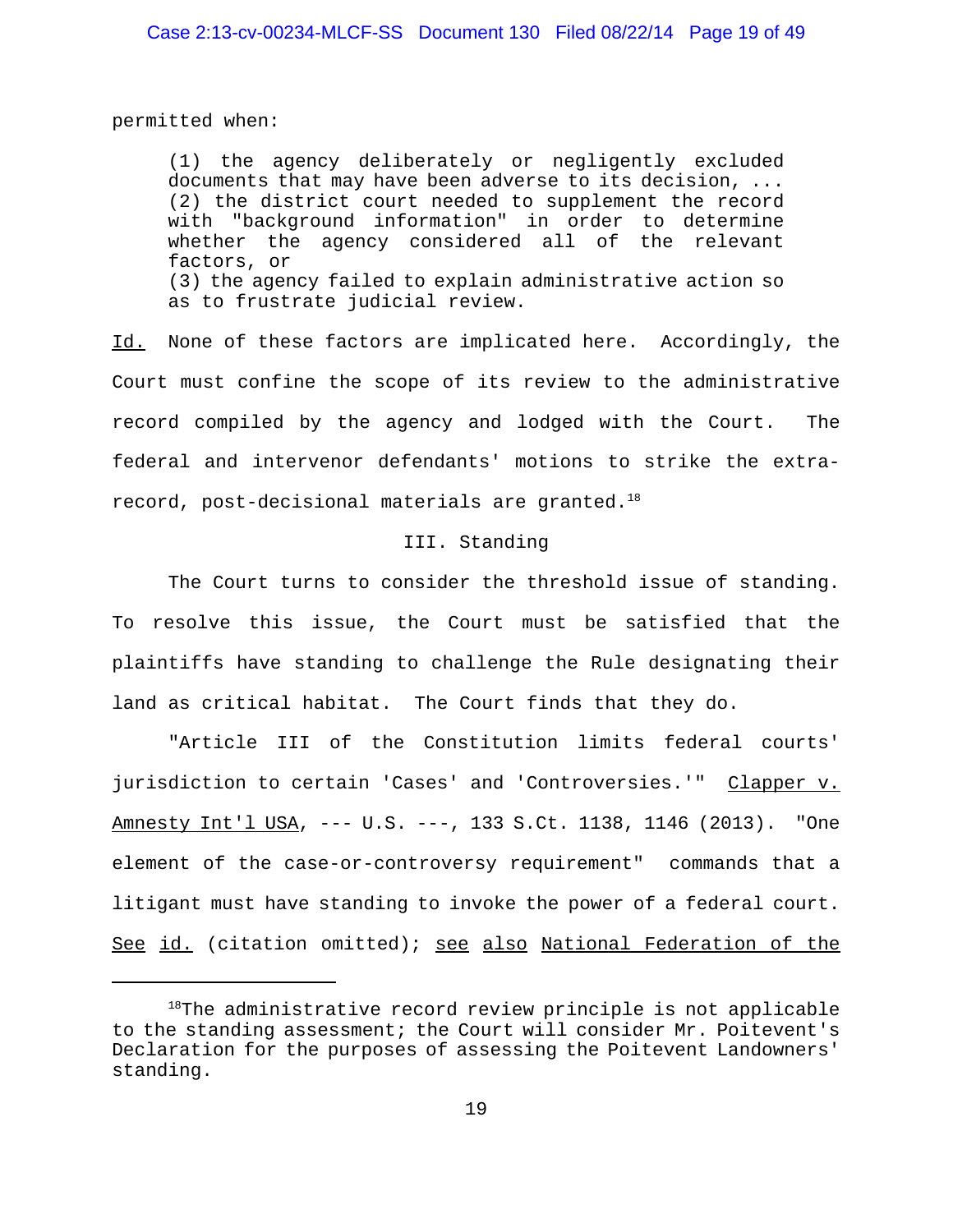permitted when:

> (1) the agency deliberately or negligently excluded documents that may have been adverse to its decision, ... (2) the district court needed to supplement the record with "background information" in order to determine whether the agency considered all of the relevant factors, or
> (3) the agency failed to explain administrative action so as to frustrate judicial review.

Id. None of these factors are implicated here. Accordingly, the Court must confine the scope of its review to the administrative record compiled by the agency and lodged with the Court. The federal and intervenor defendants' motions to strike the extra-record, post-decisional materials are granted.[18]

## III. Standing

The Court turns to consider the threshold issue of standing. To resolve this issue, the Court must be satisfied that the plaintiffs have standing to challenge the Rule designating their land as critical habitat. The Court finds that they do.

"Article III of the Constitution limits federal courts' jurisdiction to certain 'Cases' and 'Controversies.'" Clapper v. Amnesty Int'l USA, --- U.S. ---, 133 S.Ct. 1138, 1146 (2013). "One element of the case-or-controversy requirement" commands that a litigant must have standing to invoke the power of a federal court. See id. (citation omitted); see also National Federation of the

---

[18] The administrative record review principle is not applicable to the standing assessment; the Court will consider Mr. Poitevent's Declaration for the purposes of assessing the Poitevent Landowners' standing.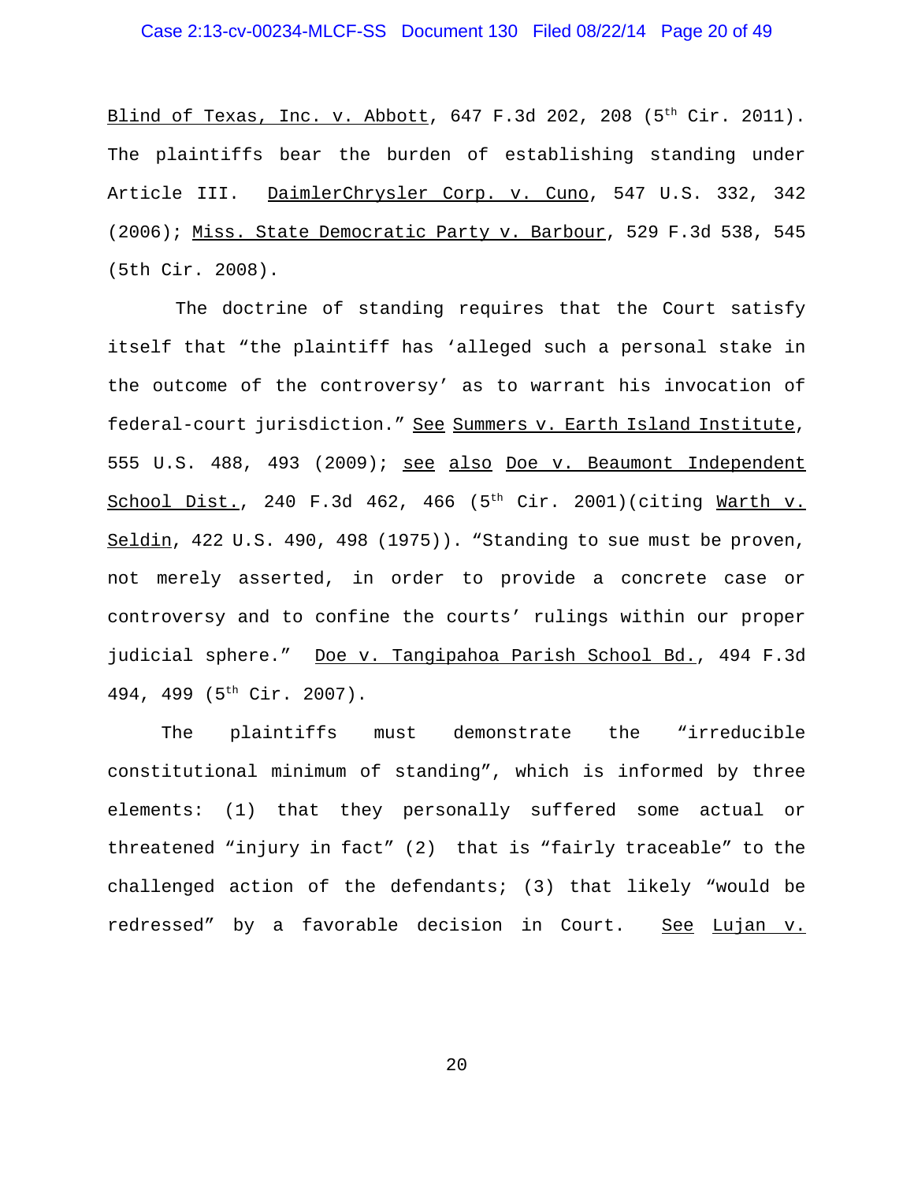Blind of Texas, Inc. v. Abbott, 647 F.3d 202, 208 (5th Cir. 2011). The plaintiffs bear the burden of establishing standing under Article III. DaimlerChrysler Corp. v. Cuno, 547 U.S. 332, 342 (2006); Miss. State Democratic Party v. Barbour, 529 F.3d 538, 545 (5th Cir. 2008).

The doctrine of standing requires that the Court satisfy itself that "the plaintiff has 'alleged such a personal stake in the outcome of the controversy' as to warrant his invocation of federal-court jurisdiction." See Summers v. Earth Island Institute, 555 U.S. 488, 493 (2009); see also Doe v. Beaumont Independent School Dist., 240 F.3d 462, 466 (5th Cir. 2001)(citing Warth v. Seldin, 422 U.S. 490, 498 (1975)). "Standing to sue must be proven, not merely asserted, in order to provide a concrete case or controversy and to confine the courts' rulings within our proper judicial sphere." Doe v. Tangipahoa Parish School Bd., 494 F.3d 494, 499 (5th Cir. 2007).

The plaintiffs must demonstrate the "irreducible constitutional minimum of standing", which is informed by three elements: (1) that they personally suffered some actual or threatened "injury in fact" (2) that is "fairly traceable" to the challenged action of the defendants; (3) that likely "would be redressed" by a favorable decision in Court. See Lujan v.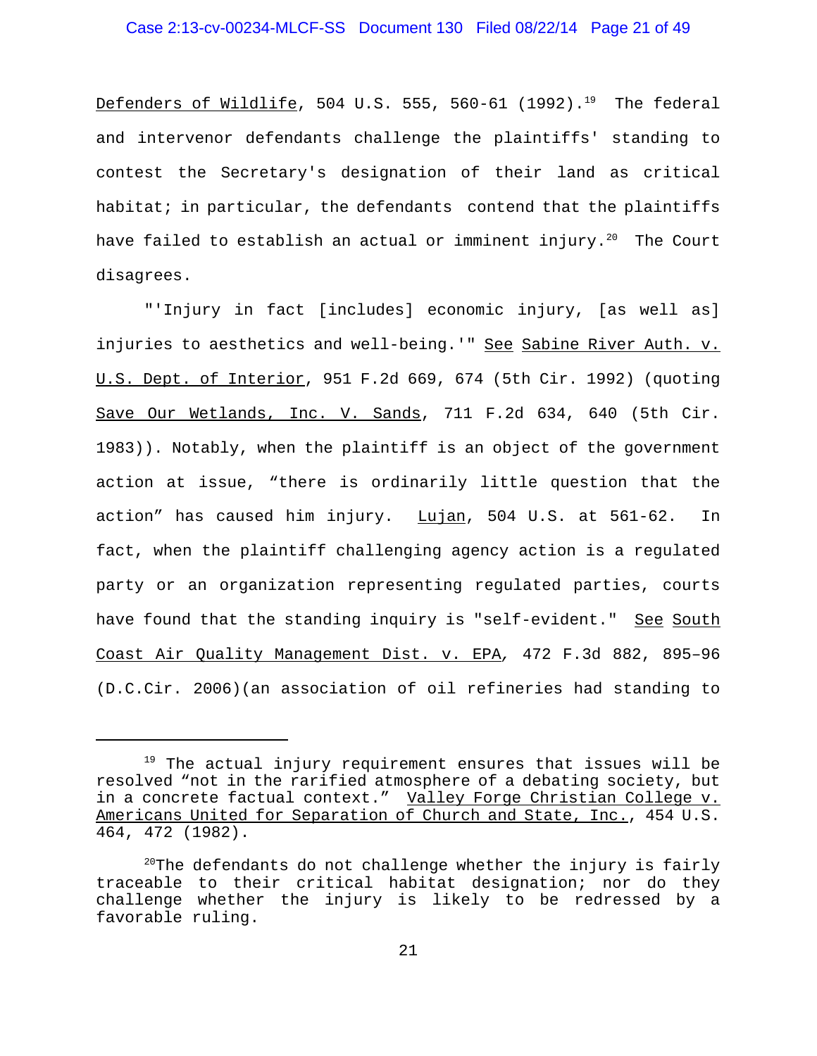Defenders of Wildlife, 504 U.S. 555, 560-61 (1992).[19] The federal and intervenor defendants challenge the plaintiffs' standing to contest the Secretary's designation of their land as critical habitat; in particular, the defendants contend that the plaintiffs have failed to establish an actual or imminent injury.[20] The Court disagrees.

"'Injury in fact [includes] economic injury, [as well as] injuries to aesthetics and well-being.'" See Sabine River Auth. v. U.S. Dept. of Interior, 951 F.2d 669, 674 (5th Cir. 1992) (quoting Save Our Wetlands, Inc. V. Sands, 711 F.2d 634, 640 (5th Cir. 1983)). Notably, when the plaintiff is an object of the government action at issue, "there is ordinarily little question that the action" has caused him injury. Lujan, 504 U.S. at 561-62. In fact, when the plaintiff challenging agency action is a regulated party or an organization representing regulated parties, courts have found that the standing inquiry is "self-evident." See South Coast Air Quality Management Dist. v. EPA, 472 F.3d 882, 895–96 (D.C.Cir. 2006)(an association of oil refineries had standing to

---

[19] The actual injury requirement ensures that issues will be resolved "not in the rarified atmosphere of a debating society, but in a concrete factual context." Valley Forge Christian College v. Americans United for Separation of Church and State, Inc., 454 U.S. 464, 472 (1982).

[20] The defendants do not challenge whether the injury is fairly traceable to their critical habitat designation; nor do they challenge whether the injury is likely to be redressed by a favorable ruling.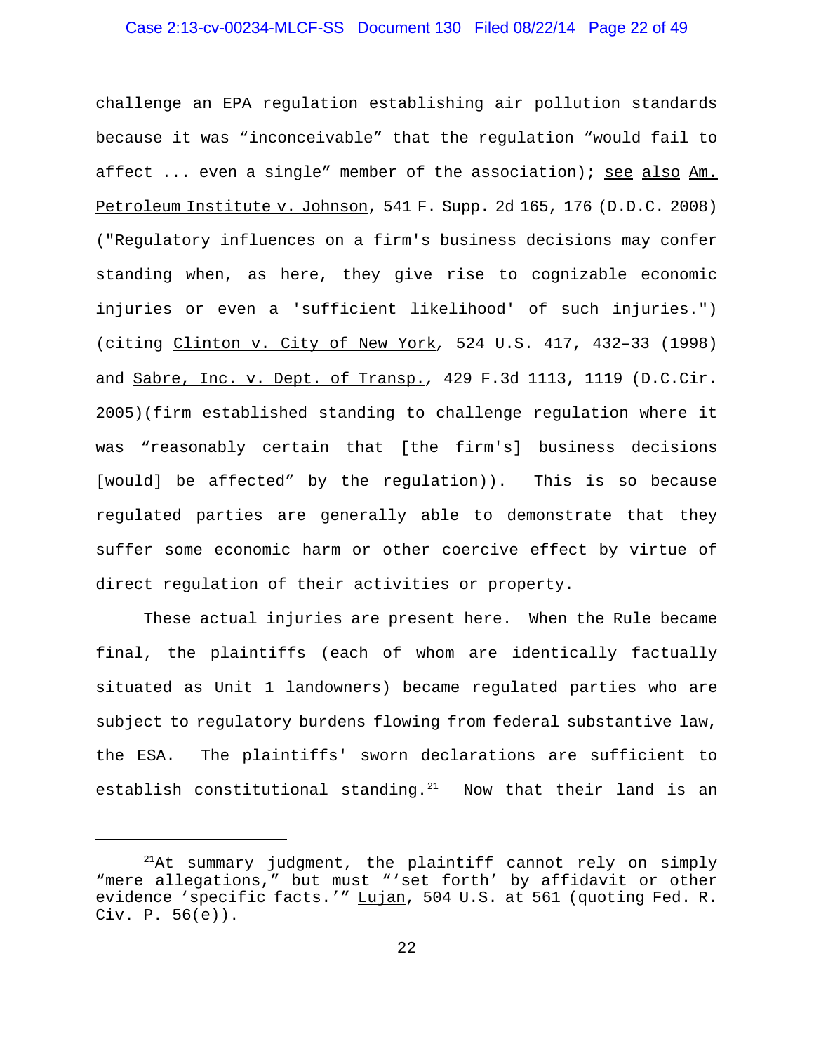challenge an EPA regulation establishing air pollution standards because it was "inconceivable" that the regulation "would fail to affect ... even a single" member of the association); see also Am. Petroleum Institute v. Johnson, 541 F. Supp. 2d 165, 176 (D.D.C. 2008) ("Regulatory influences on a firm's business decisions may confer standing when, as here, they give rise to cognizable economic injuries or even a 'sufficient likelihood' of such injuries.") (citing Clinton v. City of New York, 524 U.S. 417, 432–33 (1998) and Sabre, Inc. v. Dept. of Transp., 429 F.3d 1113, 1119 (D.C.Cir. 2005)(firm established standing to challenge regulation where it was "reasonably certain that [the firm's] business decisions [would] be affected" by the regulation)). This is so because regulated parties are generally able to demonstrate that they suffer some economic harm or other coercive effect by virtue of direct regulation of their activities or property.

These actual injuries are present here. When the Rule became final, the plaintiffs (each of whom are identically factually situated as Unit 1 landowners) became regulated parties who are subject to regulatory burdens flowing from federal substantive law, the ESA. The plaintiffs' sworn declarations are sufficient to establish constitutional standing.[21] Now that their land is an

---

[21] At summary judgment, the plaintiff cannot rely on simply "mere allegations," but must "'set forth' by affidavit or other evidence 'specific facts.'" Lujan, 504 U.S. at 561 (quoting Fed. R. Civ. P. 56(e)).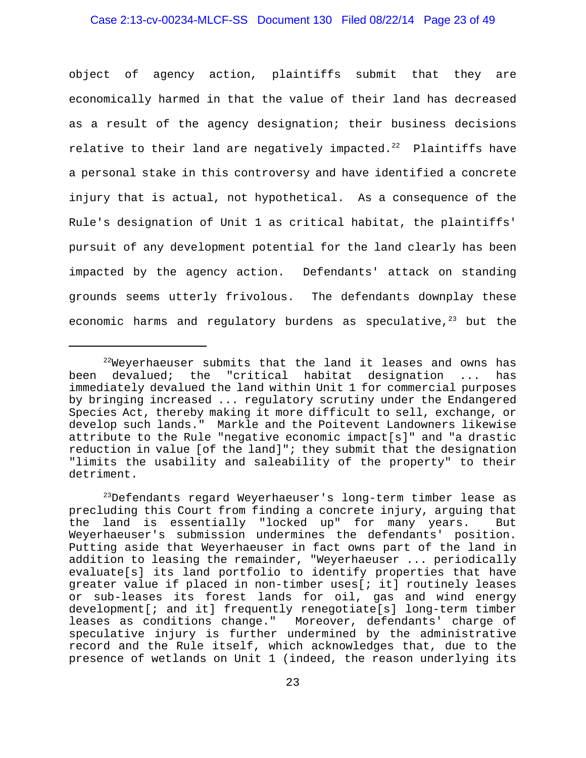object of agency action, plaintiffs submit that they are economically harmed in that the value of their land has decreased as a result of the agency designation; their business decisions relative to their land are negatively impacted.[22] Plaintiffs have a personal stake in this controversy and have identified a concrete injury that is actual, not hypothetical. As a consequence of the Rule's designation of Unit 1 as critical habitat, the plaintiffs' pursuit of any development potential for the land clearly has been impacted by the agency action. Defendants' attack on standing grounds seems utterly frivolous. The defendants downplay these economic harms and regulatory burdens as speculative,[23] but the

---

[22]Weyerhaeuser submits that the land it leases and owns has been devalued; the "critical habitat designation ... has immediately devalued the land within Unit 1 for commercial purposes by bringing increased ... regulatory scrutiny under the Endangered Species Act, thereby making it more difficult to sell, exchange, or develop such lands." Markle and the Poitevent Landowners likewise attribute to the Rule "negative economic impact[s]" and "a drastic reduction in value [of the land]"; they submit that the designation "limits the usability and saleability of the property" to their detriment.

[23]Defendants regard Weyerhaeuser's long-term timber lease as precluding this Court from finding a concrete injury, arguing that the land is essentially "locked up" for many years. But Weyerhaeuser's submission undermines the defendants' position. Putting aside that Weyerhaeuser in fact owns part of the land in addition to leasing the remainder, "Weyerhaeuser ... periodically evaluate[s] its land portfolio to identify properties that have greater value if placed in non-timber uses[; it] routinely leases or sub-leases its forest lands for oil, gas and wind energy development[; and it] frequently renegotiate[s] long-term timber leases as conditions change." Moreover, defendants' charge of speculative injury is further undermined by the administrative record and the Rule itself, which acknowledges that, due to the presence of wetlands on Unit 1 (indeed, the reason underlying its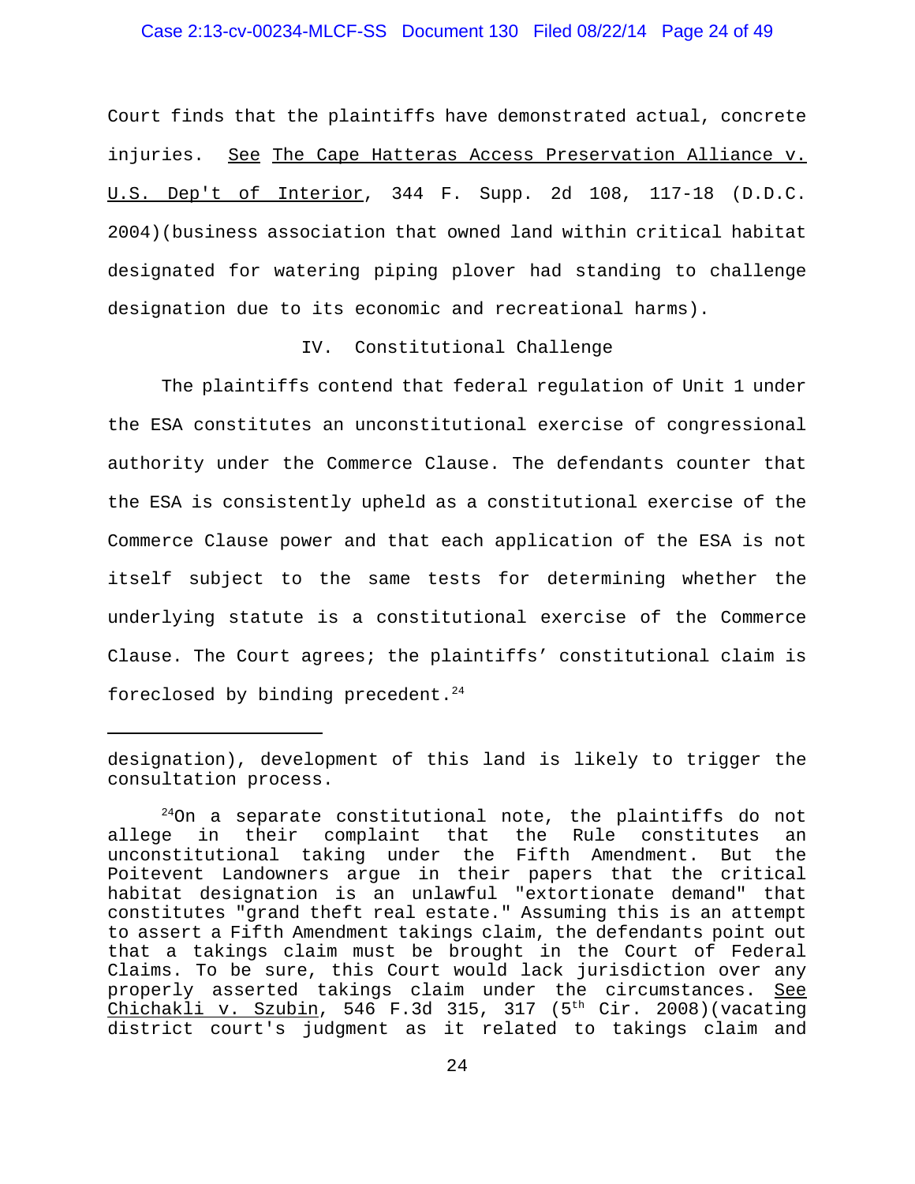Court finds that the plaintiffs have demonstrated actual, concrete injuries. See The Cape Hatteras Access Preservation Alliance v. U.S. Dep't of Interior, 344 F. Supp. 2d 108, 117-18 (D.D.C. 2004)(business association that owned land within critical habitat designated for watering piping plover had standing to challenge designation due to its economic and recreational harms).

## IV. Constitutional Challenge

The plaintiffs contend that federal regulation of Unit 1 under the ESA constitutes an unconstitutional exercise of congressional authority under the Commerce Clause. The defendants counter that the ESA is consistently upheld as a constitutional exercise of the Commerce Clause power and that each application of the ESA is not itself subject to the same tests for determining whether the underlying statute is a constitutional exercise of the Commerce Clause. The Court agrees; the plaintiffs' constitutional claim is foreclosed by binding precedent.[24]

---

designation), development of this land is likely to trigger the consultation process.

[24] On a separate constitutional note, the plaintiffs do not allege in their complaint that the Rule constitutes an unconstitutional taking under the Fifth Amendment. But the Poitevent Landowners argue in their papers that the critical habitat designation is an unlawful "extortionate demand" that constitutes "grand theft real estate." Assuming this is an attempt to assert a Fifth Amendment takings claim, the defendants point out that a takings claim must be brought in the Court of Federal Claims. To be sure, this Court would lack jurisdiction over any properly asserted takings claim under the circumstances. See Chichakli v. Szubin, 546 F.3d 315, 317 (5th Cir. 2008)(vacating district court's judgment as it related to takings claim and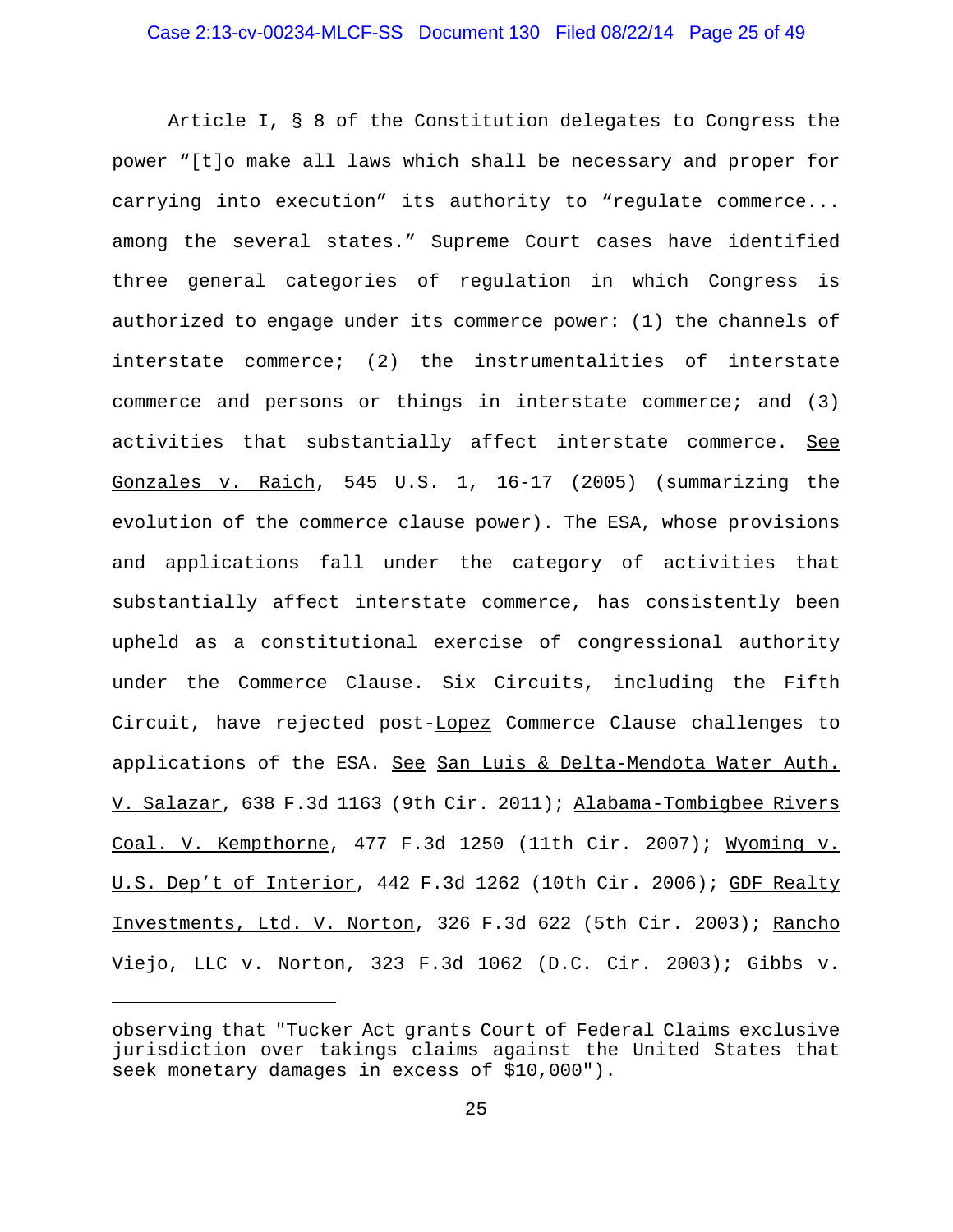Article I, § 8 of the Constitution delegates to Congress the power "[t]o make all laws which shall be necessary and proper for carrying into execution" its authority to "regulate commerce... among the several states." Supreme Court cases have identified three general categories of regulation in which Congress is authorized to engage under its commerce power: (1) the channels of interstate commerce; (2) the instrumentalities of interstate commerce and persons or things in interstate commerce; and (3) activities that substantially affect interstate commerce. See Gonzales v. Raich, 545 U.S. 1, 16-17 (2005) (summarizing the evolution of the commerce clause power). The ESA, whose provisions and applications fall under the category of activities that substantially affect interstate commerce, has consistently been upheld as a constitutional exercise of congressional authority under the Commerce Clause. Six Circuits, including the Fifth Circuit, have rejected post-Lopez Commerce Clause challenges to applications of the ESA. See San Luis & Delta-Mendota Water Auth. V. Salazar, 638 F.3d 1163 (9th Cir. 2011); Alabama-Tombigbee Rivers Coal. V. Kempthorne, 477 F.3d 1250 (11th Cir. 2007); Wyoming v. U.S. Dep't of Interior, 442 F.3d 1262 (10th Cir. 2006); GDF Realty Investments, Ltd. V. Norton, 326 F.3d 622 (5th Cir. 2003); Rancho Viejo, LLC v. Norton, 323 F.3d 1062 (D.C. Cir. 2003); Gibbs v.

---

observing that "Tucker Act grants Court of Federal Claims exclusive jurisdiction over takings claims against the United States that seek monetary damages in excess of $10,000").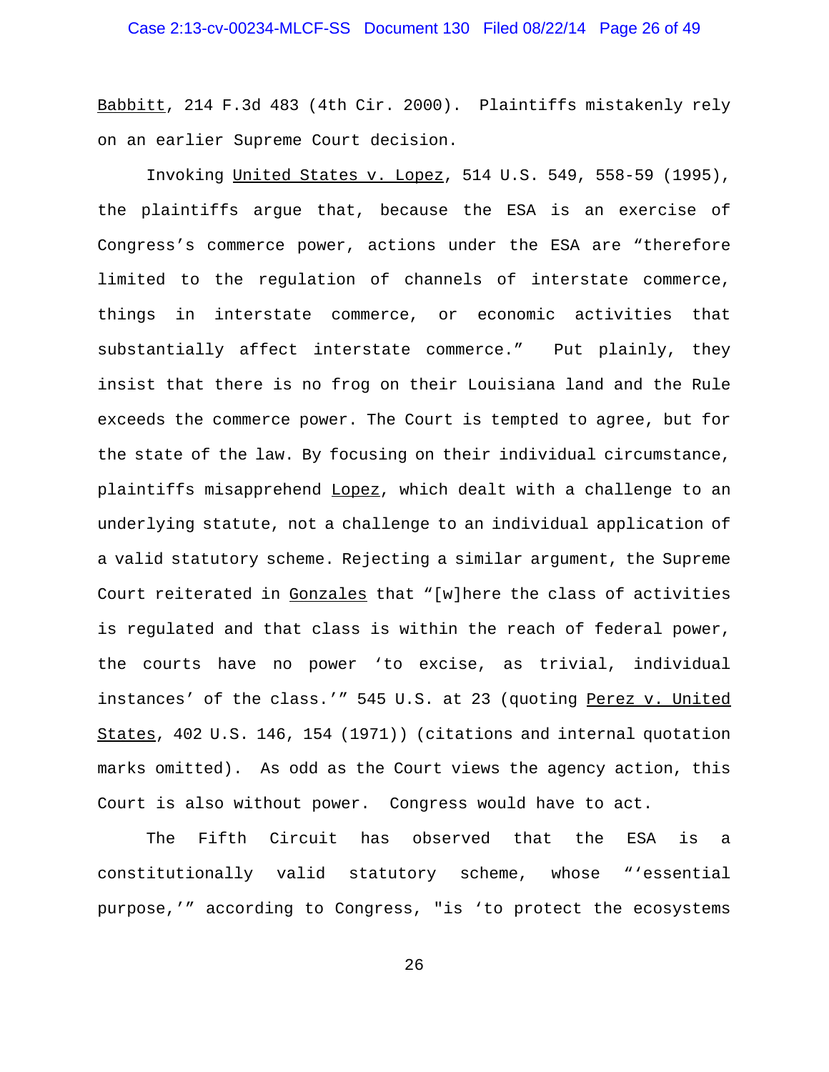Babbitt, 214 F.3d 483 (4th Cir. 2000). Plaintiffs mistakenly rely on an earlier Supreme Court decision.

Invoking United States v. Lopez, 514 U.S. 549, 558-59 (1995), the plaintiffs argue that, because the ESA is an exercise of Congress's commerce power, actions under the ESA are "therefore limited to the regulation of channels of interstate commerce, things in interstate commerce, or economic activities that substantially affect interstate commerce." Put plainly, they insist that there is no frog on their Louisiana land and the Rule exceeds the commerce power. The Court is tempted to agree, but for the state of the law. By focusing on their individual circumstance, plaintiffs misapprehend Lopez, which dealt with a challenge to an underlying statute, not a challenge to an individual application of a valid statutory scheme. Rejecting a similar argument, the Supreme Court reiterated in Gonzales that "[w]here the class of activities is regulated and that class is within the reach of federal power, the courts have no power 'to excise, as trivial, individual instances' of the class.'" 545 U.S. at 23 (quoting Perez v. United States, 402 U.S. 146, 154 (1971)) (citations and internal quotation marks omitted). As odd as the Court views the agency action, this Court is also without power. Congress would have to act.

The Fifth Circuit has observed that the ESA is a constitutionally valid statutory scheme, whose "'essential purpose,'" according to Congress, "is 'to protect the ecosystems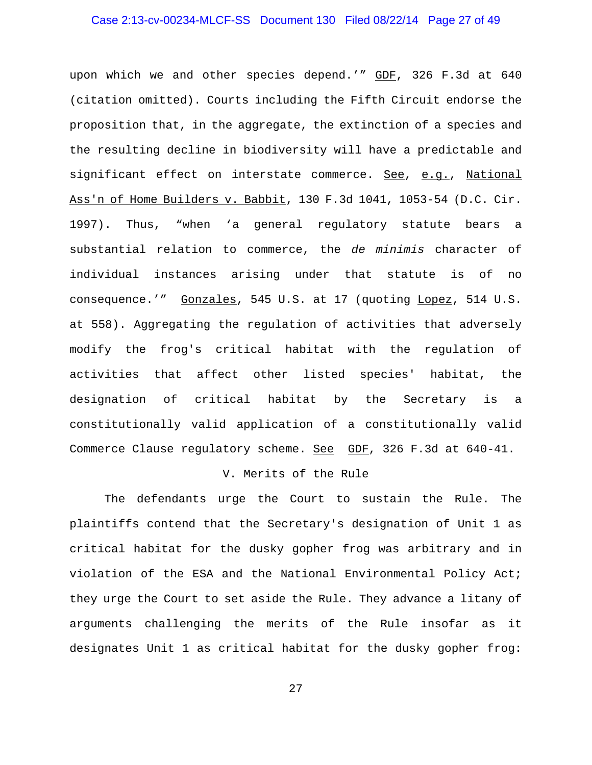upon which we and other species depend.'" GDF, 326 F.3d at 640 (citation omitted). Courts including the Fifth Circuit endorse the proposition that, in the aggregate, the extinction of a species and the resulting decline in biodiversity will have a predictable and significant effect on interstate commerce. See, e.g., National Ass'n of Home Builders v. Babbit, 130 F.3d 1041, 1053-54 (D.C. Cir. 1997). Thus, "when 'a general regulatory statute bears a substantial relation to commerce, the *de minimis* character of individual instances arising under that statute is of no consequence.'" Gonzales, 545 U.S. at 17 (quoting Lopez, 514 U.S. at 558). Aggregating the regulation of activities that adversely modify the frog's critical habitat with the regulation of activities that affect other listed species' habitat, the designation of critical habitat by the Secretary is a constitutionally valid application of a constitutionally valid Commerce Clause regulatory scheme. See GDF, 326 F.3d at 640-41.

## V. Merits of the Rule

The defendants urge the Court to sustain the Rule. The plaintiffs contend that the Secretary's designation of Unit 1 as critical habitat for the dusky gopher frog was arbitrary and in violation of the ESA and the National Environmental Policy Act; they urge the Court to set aside the Rule. They advance a litany of arguments challenging the merits of the Rule insofar as it designates Unit 1 as critical habitat for the dusky gopher frog: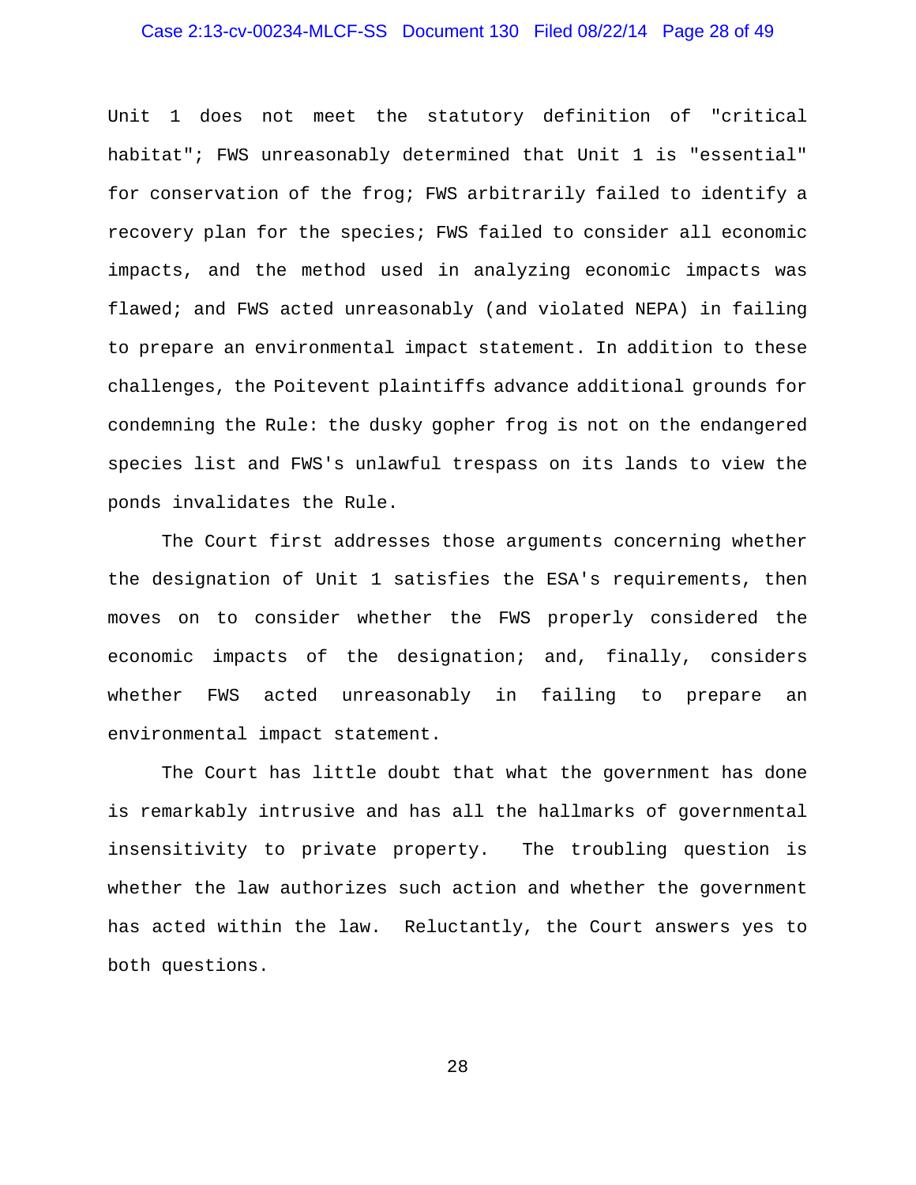Unit 1 does not meet the statutory definition of "critical habitat"; FWS unreasonably determined that Unit 1 is "essential" for conservation of the frog; FWS arbitrarily failed to identify a recovery plan for the species; FWS failed to consider all economic impacts, and the method used in analyzing economic impacts was flawed; and FWS acted unreasonably (and violated NEPA) in failing to prepare an environmental impact statement. In addition to these challenges, the Poitevent plaintiffs advance additional grounds for condemning the Rule: the dusky gopher frog is not on the endangered species list and FWS's unlawful trespass on its lands to view the ponds invalidates the Rule.

The Court first addresses those arguments concerning whether the designation of Unit 1 satisfies the ESA's requirements, then moves on to consider whether the FWS properly considered the economic impacts of the designation; and, finally, considers whether FWS acted unreasonably in failing to prepare an environmental impact statement.

The Court has little doubt that what the government has done is remarkably intrusive and has all the hallmarks of governmental insensitivity to private property. The troubling question is whether the law authorizes such action and whether the government has acted within the law. Reluctantly, the Court answers yes to both questions.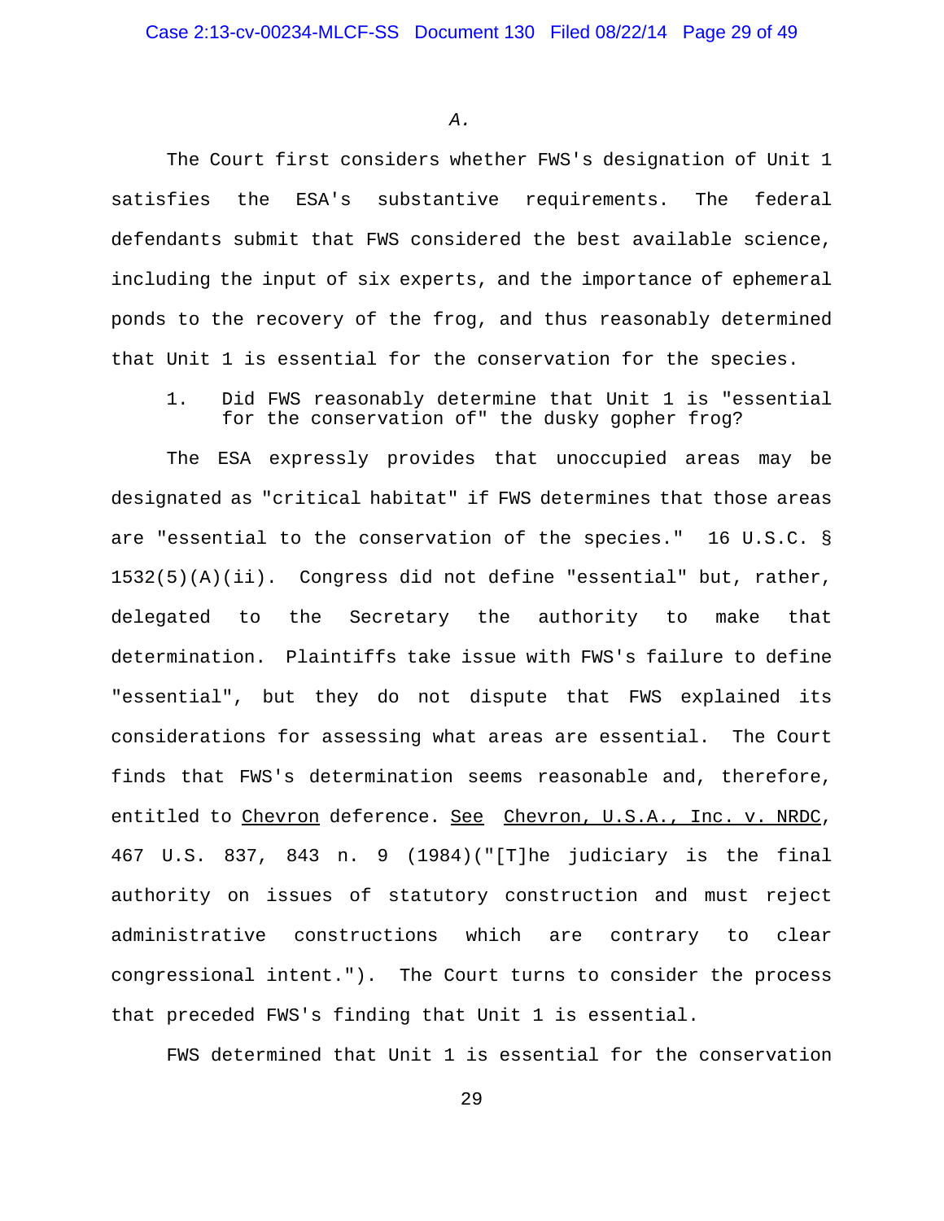*A.*

The Court first considers whether FWS's designation of Unit 1 satisfies the ESA's substantive requirements. The federal defendants submit that FWS considered the best available science, including the input of six experts, and the importance of ephemeral ponds to the recovery of the frog, and thus reasonably determined that Unit 1 is essential for the conservation for the species.

1. Did FWS reasonably determine that Unit 1 is "essential for the conservation of" the dusky gopher frog?

The ESA expressly provides that unoccupied areas may be designated as "critical habitat" if FWS determines that those areas are "essential to the conservation of the species." 16 U.S.C. § 1532(5)(A)(ii). Congress did not define "essential" but, rather, delegated to the Secretary the authority to make that determination. Plaintiffs take issue with FWS's failure to define "essential", but they do not dispute that FWS explained its considerations for assessing what areas are essential. The Court finds that FWS's determination seems reasonable and, therefore, entitled to Chevron deference. See Chevron, U.S.A., Inc. v. NRDC, 467 U.S. 837, 843 n. 9 (1984)("[T]he judiciary is the final authority on issues of statutory construction and must reject administrative constructions which are contrary to clear congressional intent."). The Court turns to consider the process that preceded FWS's finding that Unit 1 is essential.

FWS determined that Unit 1 is essential for the conservation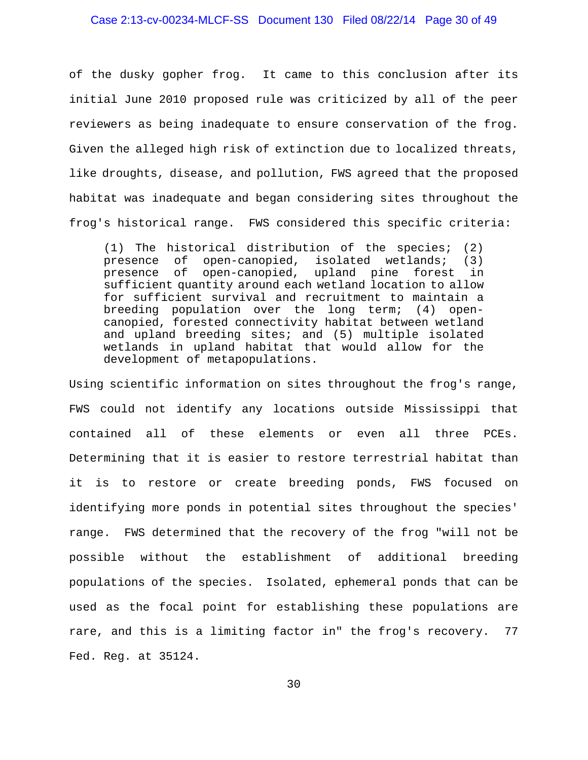of the dusky gopher frog. It came to this conclusion after its initial June 2010 proposed rule was criticized by all of the peer reviewers as being inadequate to ensure conservation of the frog. Given the alleged high risk of extinction due to localized threats, like droughts, disease, and pollution, FWS agreed that the proposed habitat was inadequate and began considering sites throughout the frog's historical range. FWS considered this specific criteria:

> (1) The historical distribution of the species; (2) presence of open-canopied, isolated wetlands; (3) presence of open-canopied, upland pine forest in sufficient quantity around each wetland location to allow for sufficient survival and recruitment to maintain a breeding population over the long term; (4) open-canopied, forested connectivity habitat between wetland and upland breeding sites; and (5) multiple isolated wetlands in upland habitat that would allow for the development of metapopulations.

Using scientific information on sites throughout the frog's range, FWS could not identify any locations outside Mississippi that contained all of these elements or even all three PCEs. Determining that it is easier to restore terrestrial habitat than it is to restore or create breeding ponds, FWS focused on identifying more ponds in potential sites throughout the species' range. FWS determined that the recovery of the frog "will not be possible without the establishment of additional breeding populations of the species. Isolated, ephemeral ponds that can be used as the focal point for establishing these populations are rare, and this is a limiting factor in" the frog's recovery. 77 Fed. Reg. at 35124.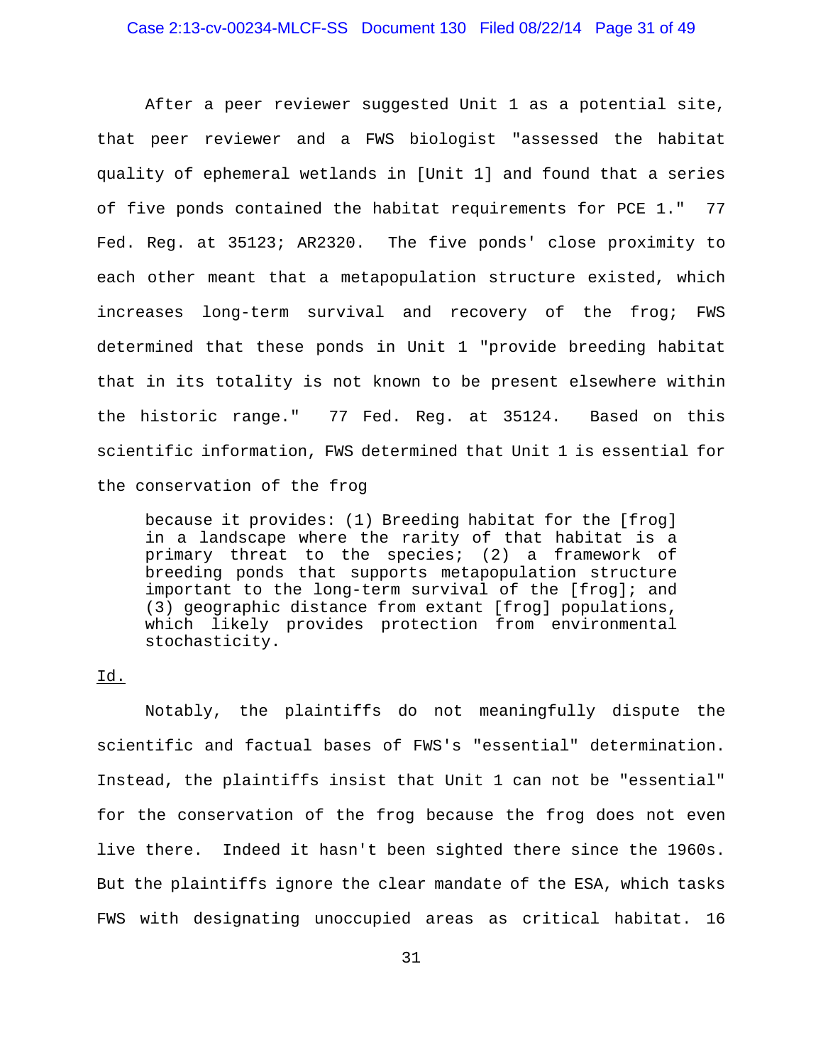After a peer reviewer suggested Unit 1 as a potential site, that peer reviewer and a FWS biologist "assessed the habitat quality of ephemeral wetlands in [Unit 1] and found that a series of five ponds contained the habitat requirements for PCE 1." 77 Fed. Reg. at 35123; AR2320. The five ponds' close proximity to each other meant that a metapopulation structure existed, which increases long-term survival and recovery of the frog; FWS determined that these ponds in Unit 1 "provide breeding habitat that in its totality is not known to be present elsewhere within the historic range." 77 Fed. Reg. at 35124. Based on this scientific information, FWS determined that Unit 1 is essential for the conservation of the frog

> because it provides: (1) Breeding habitat for the [frog] in a landscape where the rarity of that habitat is a primary threat to the species; (2) a framework of breeding ponds that supports metapopulation structure important to the long-term survival of the [frog]; and (3) geographic distance from extant [frog] populations, which likely provides protection from environmental stochasticity.

Id.

Notably, the plaintiffs do not meaningfully dispute the scientific and factual bases of FWS's "essential" determination. Instead, the plaintiffs insist that Unit 1 can not be "essential" for the conservation of the frog because the frog does not even live there. Indeed it hasn't been sighted there since the 1960s. But the plaintiffs ignore the clear mandate of the ESA, which tasks FWS with designating unoccupied areas as critical habitat. 16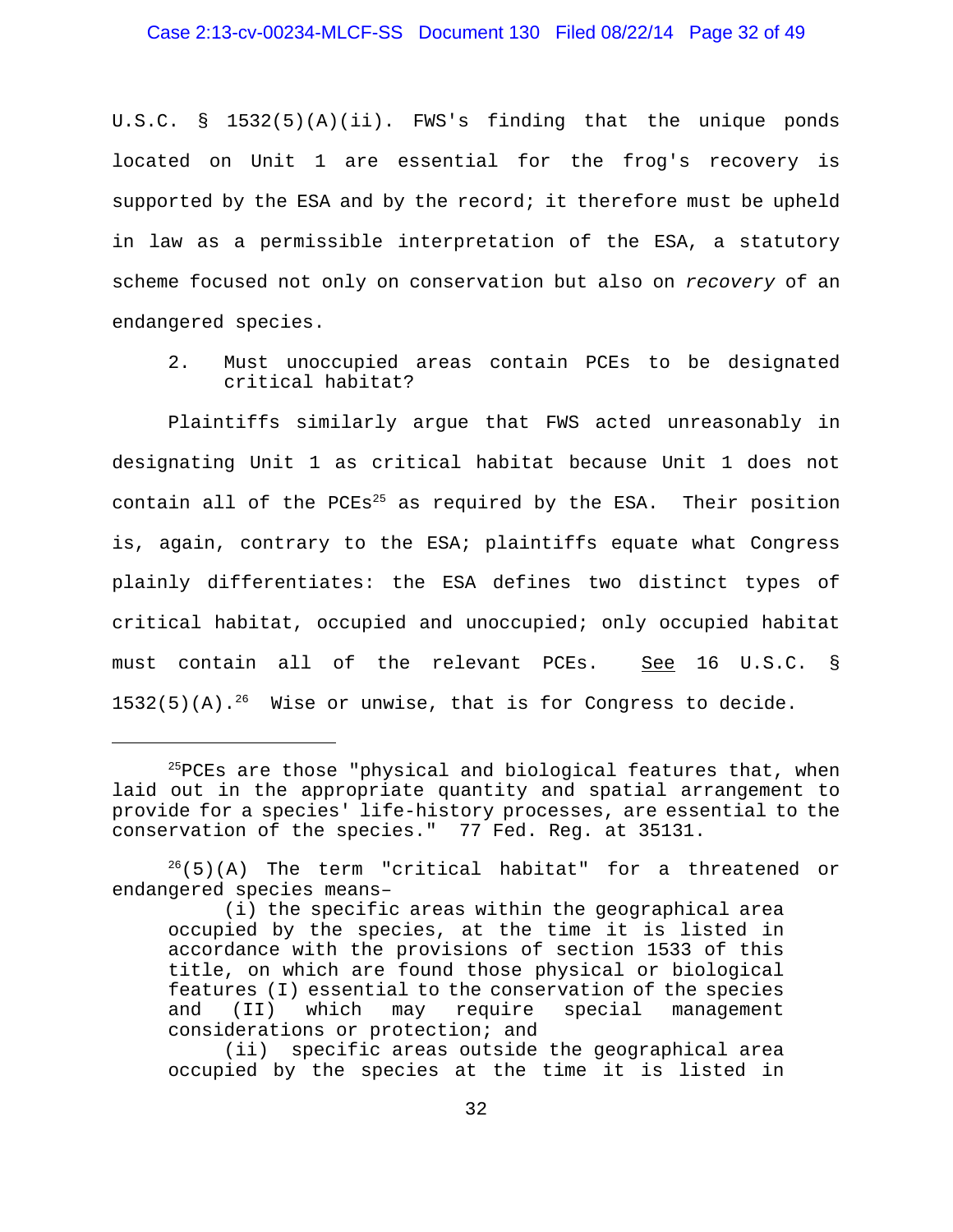U.S.C. § 1532(5)(A)(ii). FWS's finding that the unique ponds located on Unit 1 are essential for the frog's recovery is supported by the ESA and by the record; it therefore must be upheld in law as a permissible interpretation of the ESA, a statutory scheme focused not only on conservation but also on *recovery* of an endangered species.

2. Must unoccupied areas contain PCEs to be designated critical habitat?

Plaintiffs similarly argue that FWS acted unreasonably in designating Unit 1 as critical habitat because Unit 1 does not contain all of the PCEs[25] as required by the ESA. Their position is, again, contrary to the ESA; plaintiffs equate what Congress plainly differentiates: the ESA defines two distinct types of critical habitat, occupied and unoccupied; only occupied habitat must contain all of the relevant PCEs. See 16 U.S.C. § 1532(5)(A).[26] Wise or unwise, that is for Congress to decide.

---

[25]PCEs are those "physical and biological features that, when laid out in the appropriate quantity and spatial arrangement to provide for a species' life-history processes, are essential to the conservation of the species." 77 Fed. Reg. at 35131.

[26](5)(A) The term "critical habitat" for a threatened or endangered species means–

> (i) the specific areas within the geographical area occupied by the species, at the time it is listed in accordance with the provisions of section 1533 of this title, on which are found those physical or biological features (I) essential to the conservation of the species and (II) which may require special management considerations or protection; and
>
> (ii) specific areas outside the geographical area occupied by the species at the time it is listed in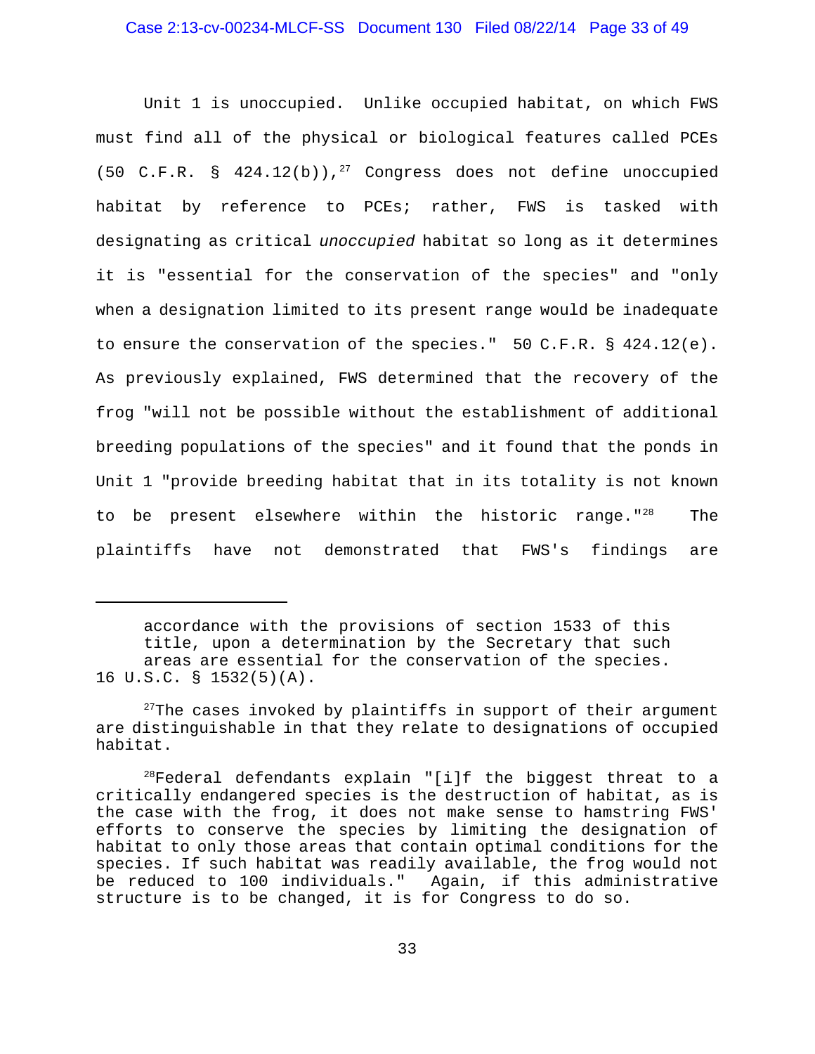Unit 1 is unoccupied. Unlike occupied habitat, on which FWS must find all of the physical or biological features called PCEs (50 C.F.R. § 424.12(b)),[27] Congress does not define unoccupied habitat by reference to PCEs; rather, FWS is tasked with designating as critical *unoccupied* habitat so long as it determines it is "essential for the conservation of the species" and "only when a designation limited to its present range would be inadequate to ensure the conservation of the species." 50 C.F.R. § 424.12(e). As previously explained, FWS determined that the recovery of the frog "will not be possible without the establishment of additional breeding populations of the species" and it found that the ponds in Unit 1 "provide breeding habitat that in its totality is not known to be present elsewhere within the historic range."[28] The plaintiffs have not demonstrated that FWS's findings are

---

> accordance with the provisions of section 1533 of this title, upon a determination by the Secretary that such areas are essential for the conservation of the species.

16 U.S.C. § 1532(5)(A).

[27] The cases invoked by plaintiffs in support of their argument are distinguishable in that they relate to designations of occupied habitat.

[28] Federal defendants explain "[i]f the biggest threat to a critically endangered species is the destruction of habitat, as is the case with the frog, it does not make sense to hamstring FWS' efforts to conserve the species by limiting the designation of habitat to only those areas that contain optimal conditions for the species. If such habitat was readily available, the frog would not be reduced to 100 individuals." Again, if this administrative structure is to be changed, it is for Congress to do so.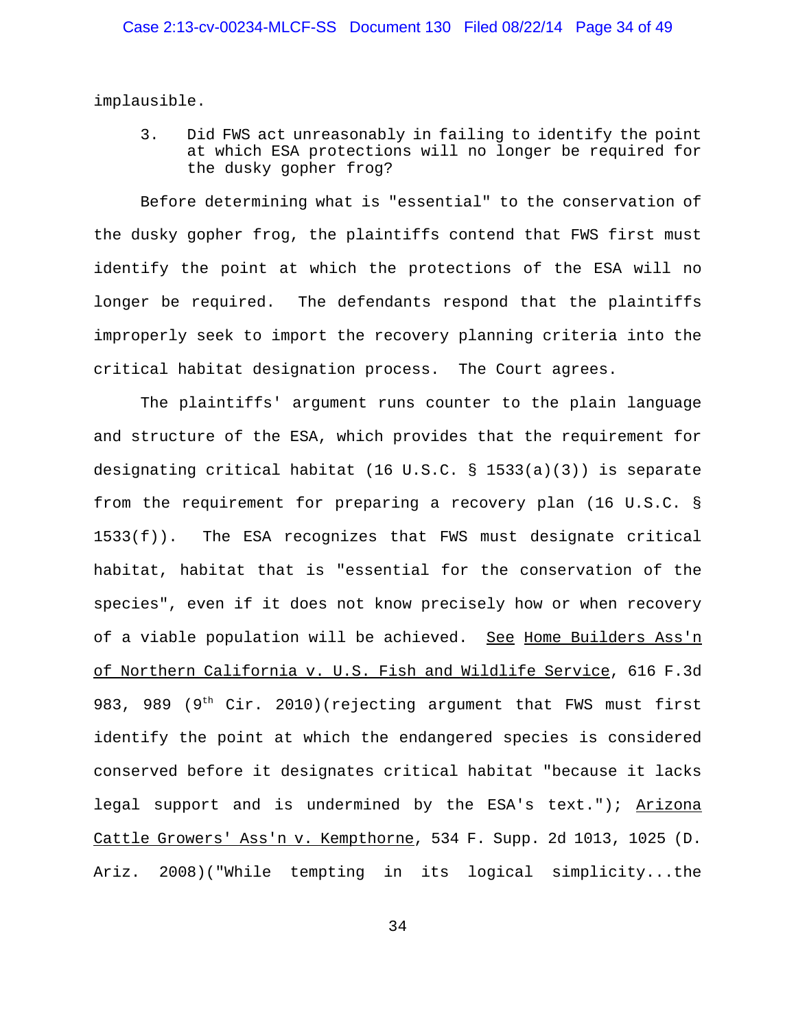implausible.

3. Did FWS act unreasonably in failing to identify the point at which ESA protections will no longer be required for the dusky gopher frog?

Before determining what is "essential" to the conservation of the dusky gopher frog, the plaintiffs contend that FWS first must identify the point at which the protections of the ESA will no longer be required. The defendants respond that the plaintiffs improperly seek to import the recovery planning criteria into the critical habitat designation process. The Court agrees.

The plaintiffs' argument runs counter to the plain language and structure of the ESA, which provides that the requirement for designating critical habitat (16 U.S.C. § 1533(a)(3)) is separate from the requirement for preparing a recovery plan (16 U.S.C. § 1533(f)). The ESA recognizes that FWS must designate critical habitat, habitat that is "essential for the conservation of the species", even if it does not know precisely how or when recovery of a viable population will be achieved. See Home Builders Ass'n of Northern California v. U.S. Fish and Wildlife Service, 616 F.3d 983, 989 (9th Cir. 2010)(rejecting argument that FWS must first identify the point at which the endangered species is considered conserved before it designates critical habitat "because it lacks legal support and is undermined by the ESA's text."); Arizona Cattle Growers' Ass'n v. Kempthorne, 534 F. Supp. 2d 1013, 1025 (D. Ariz. 2008)("While tempting in its logical simplicity...the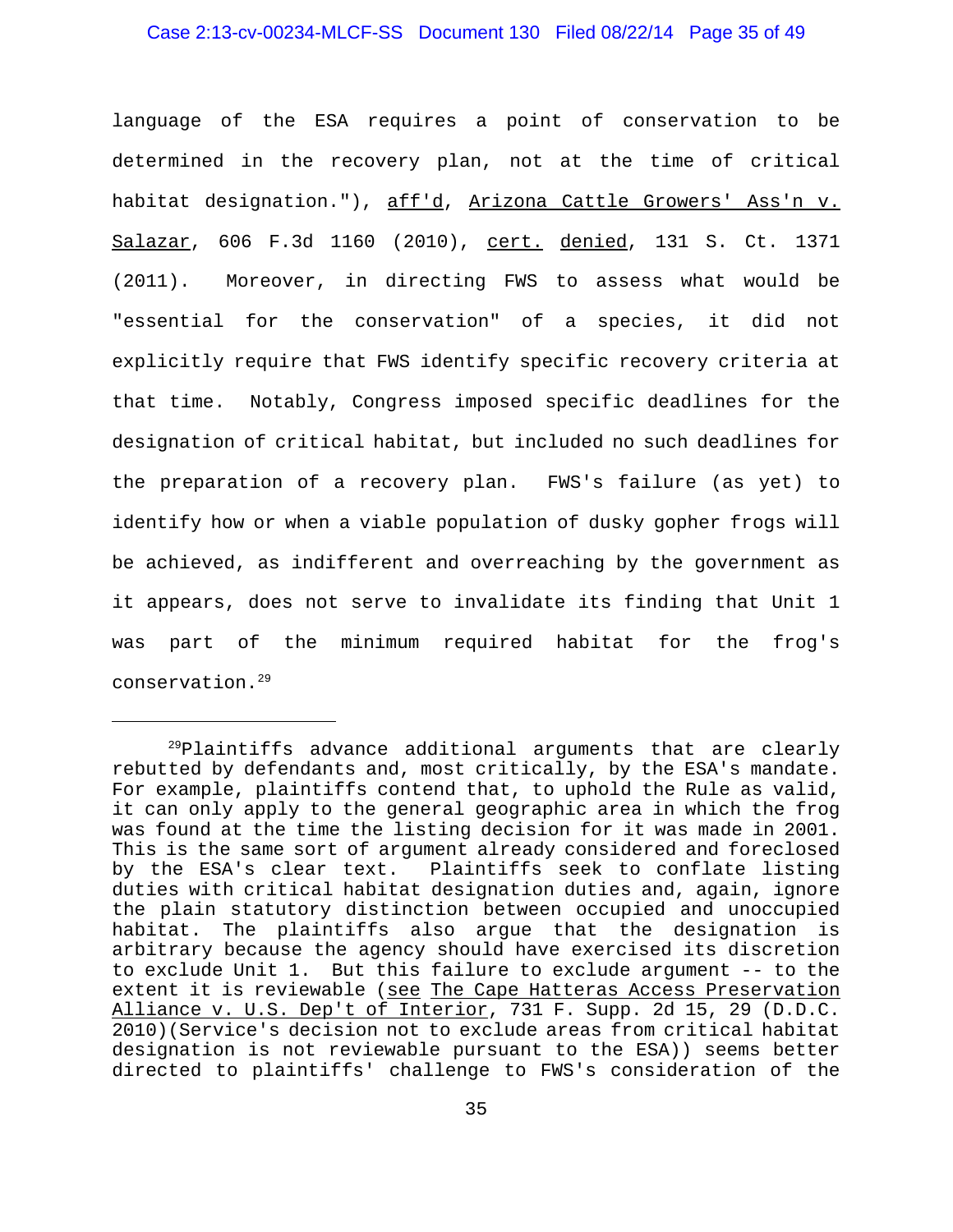language of the ESA requires a point of conservation to be determined in the recovery plan, not at the time of critical habitat designation."), aff'd, Arizona Cattle Growers' Ass'n v. Salazar, 606 F.3d 1160 (2010), cert. denied, 131 S. Ct. 1371 (2011). Moreover, in directing FWS to assess what would be "essential for the conservation" of a species, it did not explicitly require that FWS identify specific recovery criteria at that time. Notably, Congress imposed specific deadlines for the designation of critical habitat, but included no such deadlines for the preparation of a recovery plan. FWS's failure (as yet) to identify how or when a viable population of dusky gopher frogs will be achieved, as indifferent and overreaching by the government as it appears, does not serve to invalidate its finding that Unit 1 was part of the minimum required habitat for the frog's conservation.[29]

---

[29]Plaintiffs advance additional arguments that are clearly rebutted by defendants and, most critically, by the ESA's mandate. For example, plaintiffs contend that, to uphold the Rule as valid, it can only apply to the general geographic area in which the frog was found at the time the listing decision for it was made in 2001. This is the same sort of argument already considered and foreclosed by the ESA's clear text. Plaintiffs seek to conflate listing duties with critical habitat designation duties and, again, ignore the plain statutory distinction between occupied and unoccupied habitat. The plaintiffs also argue that the designation is arbitrary because the agency should have exercised its discretion to exclude Unit 1. But this failure to exclude argument -- to the extent it is reviewable (see The Cape Hatteras Access Preservation Alliance v. U.S. Dep't of Interior, 731 F. Supp. 2d 15, 29 (D.D.C. 2010)(Service's decision not to exclude areas from critical habitat designation is not reviewable pursuant to the ESA)) seems better directed to plaintiffs' challenge to FWS's consideration of the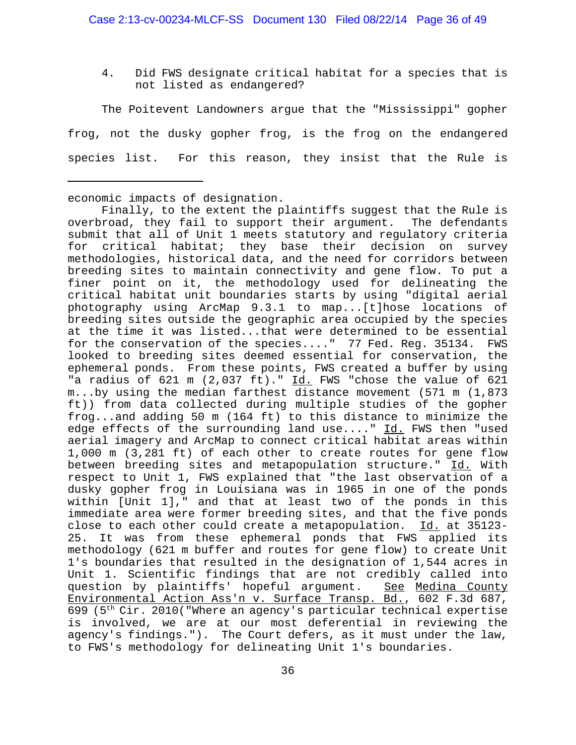4. Did FWS designate critical habitat for a species that is not listed as endangered?

The Poitevent Landowners argue that the "Mississippi" gopher frog, not the dusky gopher frog, is the frog on the endangered species list. For this reason, they insist that the Rule is

---

economic impacts of designation.

Finally, to the extent the plaintiffs suggest that the Rule is overbroad, they fail to support their argument. The defendants submit that all of Unit 1 meets statutory and regulatory criteria for critical habitat; they base their decision on survey methodologies, historical data, and the need for corridors between breeding sites to maintain connectivity and gene flow. To put a finer point on it, the methodology used for delineating the critical habitat unit boundaries starts by using "digital aerial photography using ArcMap 9.3.1 to map...[t]hose locations of breeding sites outside the geographic area occupied by the species at the time it was listed...that were determined to be essential for the conservation of the species...." 77 Fed. Reg. 35134. FWS looked to breeding sites deemed essential for conservation, the ephemeral ponds. From these points, FWS created a buffer by using "a radius of 621 m (2,037 ft)." Id. FWS "chose the value of 621 m...by using the median farthest distance movement (571 m (1,873 ft)) from data collected during multiple studies of the gopher frog...and adding 50 m (164 ft) to this distance to minimize the edge effects of the surrounding land use...." Id. FWS then "used aerial imagery and ArcMap to connect critical habitat areas within 1,000 m (3,281 ft) of each other to create routes for gene flow between breeding sites and metapopulation structure." Id. With respect to Unit 1, FWS explained that "the last observation of a dusky gopher frog in Louisiana was in 1965 in one of the ponds within [Unit 1]," and that at least two of the ponds in this immediate area were former breeding sites, and that the five ponds close to each other could create a metapopulation. Id. at 35123-25. It was from these ephemeral ponds that FWS applied its methodology (621 m buffer and routes for gene flow) to create Unit 1's boundaries that resulted in the designation of 1,544 acres in Unit 1. Scientific findings that are not credibly called into question by plaintiffs' hopeful argument. See Medina County Environmental Action Ass'n v. Surface Transp. Bd., 602 F.3d 687, 699 (5th Cir. 2010("Where an agency's particular technical expertise is involved, we are at our most deferential in reviewing the agency's findings."). The Court defers, as it must under the law, to FWS's methodology for delineating Unit 1's boundaries.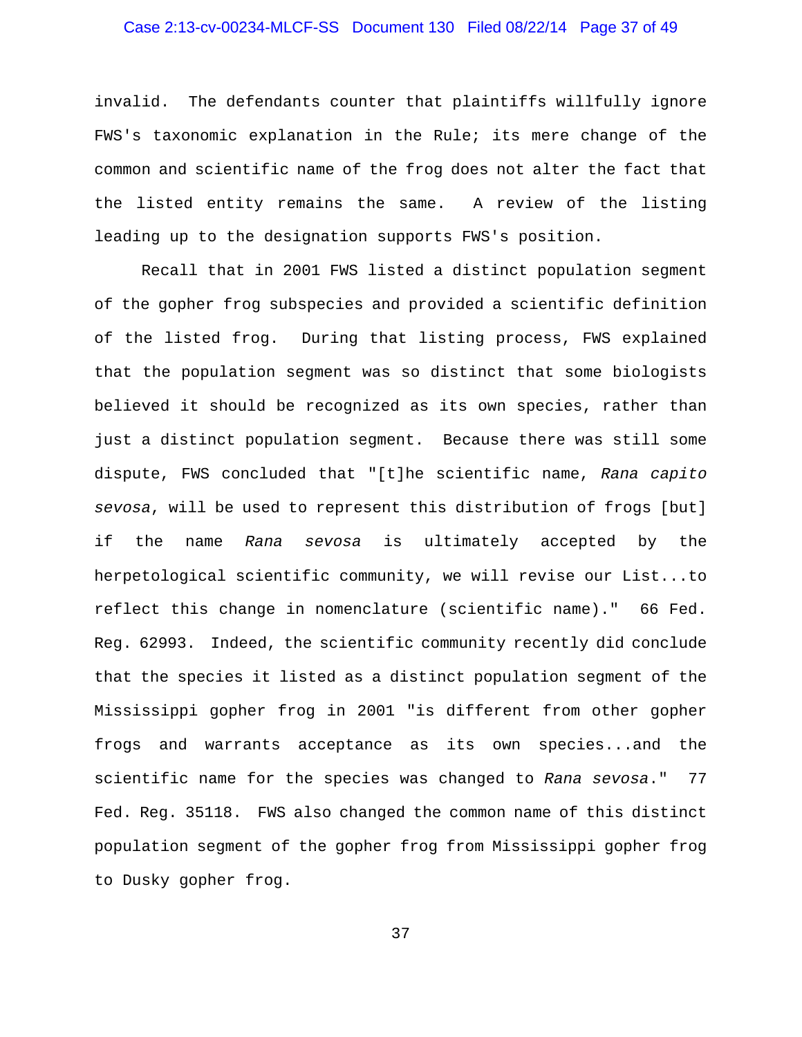invalid. The defendants counter that plaintiffs willfully ignore FWS's taxonomic explanation in the Rule; its mere change of the common and scientific name of the frog does not alter the fact that the listed entity remains the same. A review of the listing leading up to the designation supports FWS's position.

Recall that in 2001 FWS listed a distinct population segment of the gopher frog subspecies and provided a scientific definition of the listed frog. During that listing process, FWS explained that the population segment was so distinct that some biologists believed it should be recognized as its own species, rather than just a distinct population segment. Because there was still some dispute, FWS concluded that "[t]he scientific name, *Rana capito sevosa*, will be used to represent this distribution of frogs [but] if the name *Rana sevosa* is ultimately accepted by the herpetological scientific community, we will revise our List...to reflect this change in nomenclature (scientific name)." 66 Fed. Reg. 62993. Indeed, the scientific community recently did conclude that the species it listed as a distinct population segment of the Mississippi gopher frog in 2001 "is different from other gopher frogs and warrants acceptance as its own species...and the scientific name for the species was changed to *Rana sevosa*." 77 Fed. Reg. 35118. FWS also changed the common name of this distinct population segment of the gopher frog from Mississippi gopher frog to Dusky gopher frog.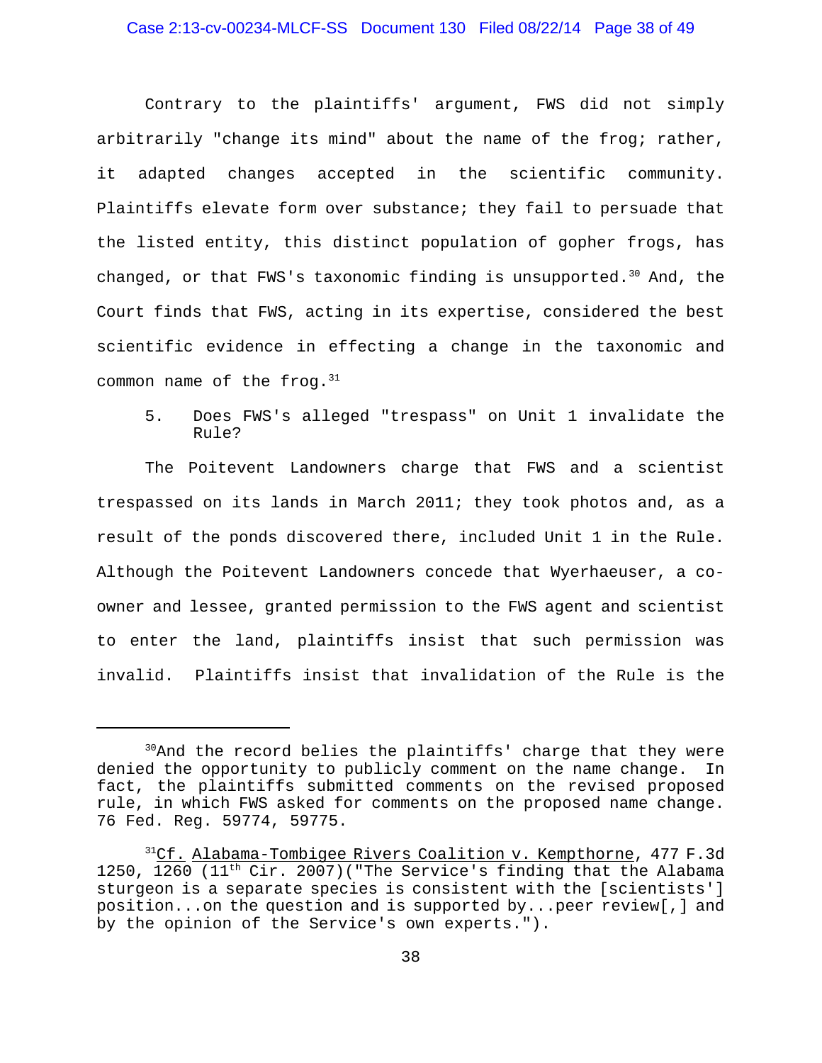Contrary to the plaintiffs' argument, FWS did not simply arbitrarily "change its mind" about the name of the frog; rather, it adapted changes accepted in the scientific community. Plaintiffs elevate form over substance; they fail to persuade that the listed entity, this distinct population of gopher frogs, has changed, or that FWS's taxonomic finding is unsupported.[30] And, the Court finds that FWS, acting in its expertise, considered the best scientific evidence in effecting a change in the taxonomic and common name of the frog.[31]

5. Does FWS's alleged "trespass" on Unit 1 invalidate the Rule?

The Poitevent Landowners charge that FWS and a scientist trespassed on its lands in March 2011; they took photos and, as a result of the ponds discovered there, included Unit 1 in the Rule. Although the Poitevent Landowners concede that Wyerhaeuser, a co-owner and lessee, granted permission to the FWS agent and scientist to enter the land, plaintiffs insist that such permission was invalid. Plaintiffs insist that invalidation of the Rule is the

---

[30] And the record belies the plaintiffs' charge that they were denied the opportunity to publicly comment on the name change. In fact, the plaintiffs submitted comments on the revised proposed rule, in which FWS asked for comments on the proposed name change. 76 Fed. Reg. 59774, 59775.

[31] Cf. Alabama-Tombigee Rivers Coalition v. Kempthorne, 477 F.3d 1250, 1260 (11th Cir. 2007)("The Service's finding that the Alabama sturgeon is a separate species is consistent with the [scientists'] position...on the question and is supported by...peer review[,] and by the opinion of the Service's own experts.").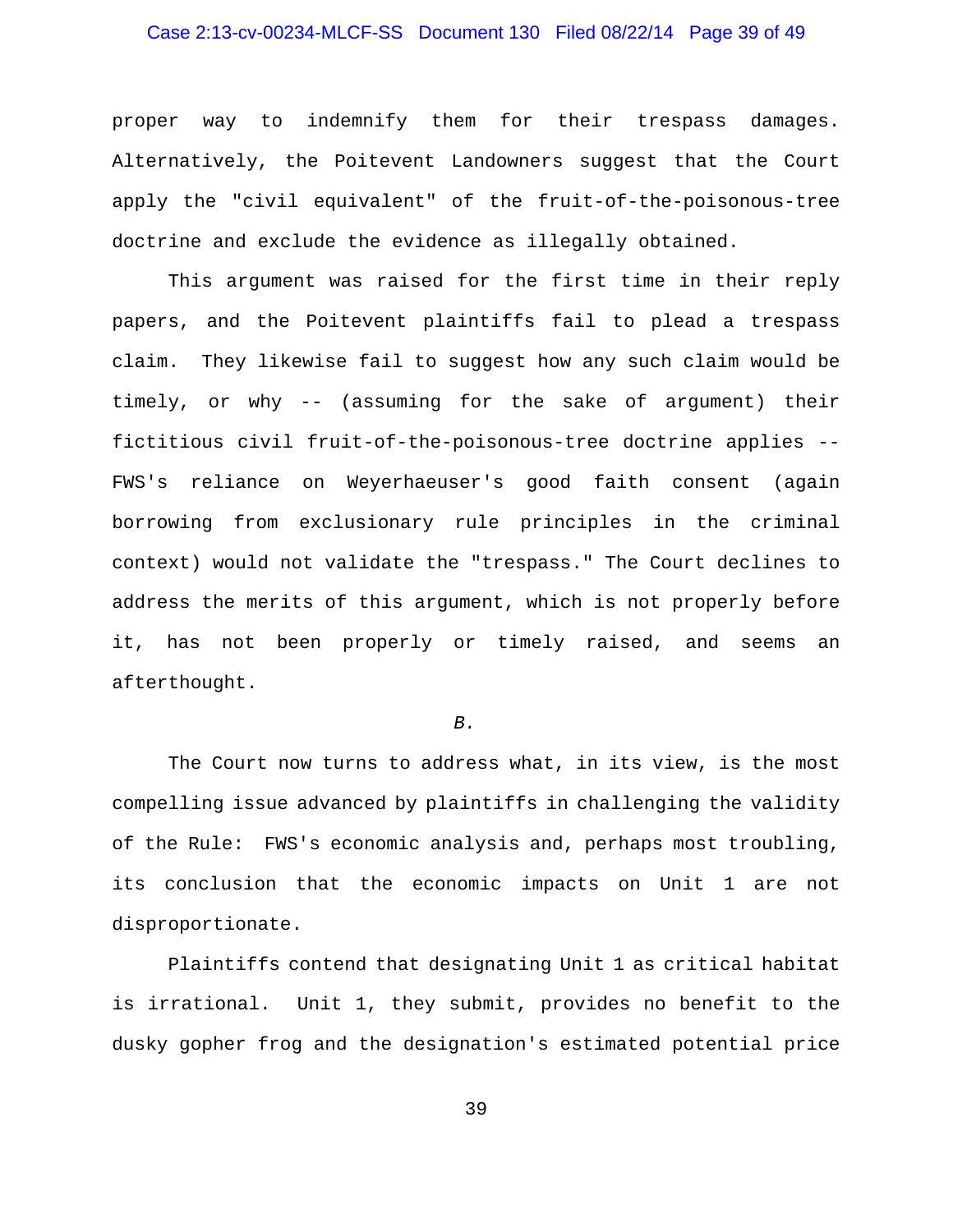proper way to indemnify them for their trespass damages. Alternatively, the Poitevent Landowners suggest that the Court apply the "civil equivalent" of the fruit-of-the-poisonous-tree doctrine and exclude the evidence as illegally obtained.

This argument was raised for the first time in their reply papers, and the Poitevent plaintiffs fail to plead a trespass claim. They likewise fail to suggest how any such claim would be timely, or why -- (assuming for the sake of argument) their fictitious civil fruit-of-the-poisonous-tree doctrine applies -- FWS's reliance on Weyerhaeuser's good faith consent (again borrowing from exclusionary rule principles in the criminal context) would not validate the "trespass." The Court declines to address the merits of this argument, which is not properly before it, has not been properly or timely raised, and seems an afterthought.

*B.*

The Court now turns to address what, in its view, is the most compelling issue advanced by plaintiffs in challenging the validity of the Rule: FWS's economic analysis and, perhaps most troubling, its conclusion that the economic impacts on Unit 1 are not disproportionate.

Plaintiffs contend that designating Unit 1 as critical habitat is irrational. Unit 1, they submit, provides no benefit to the dusky gopher frog and the designation's estimated potential price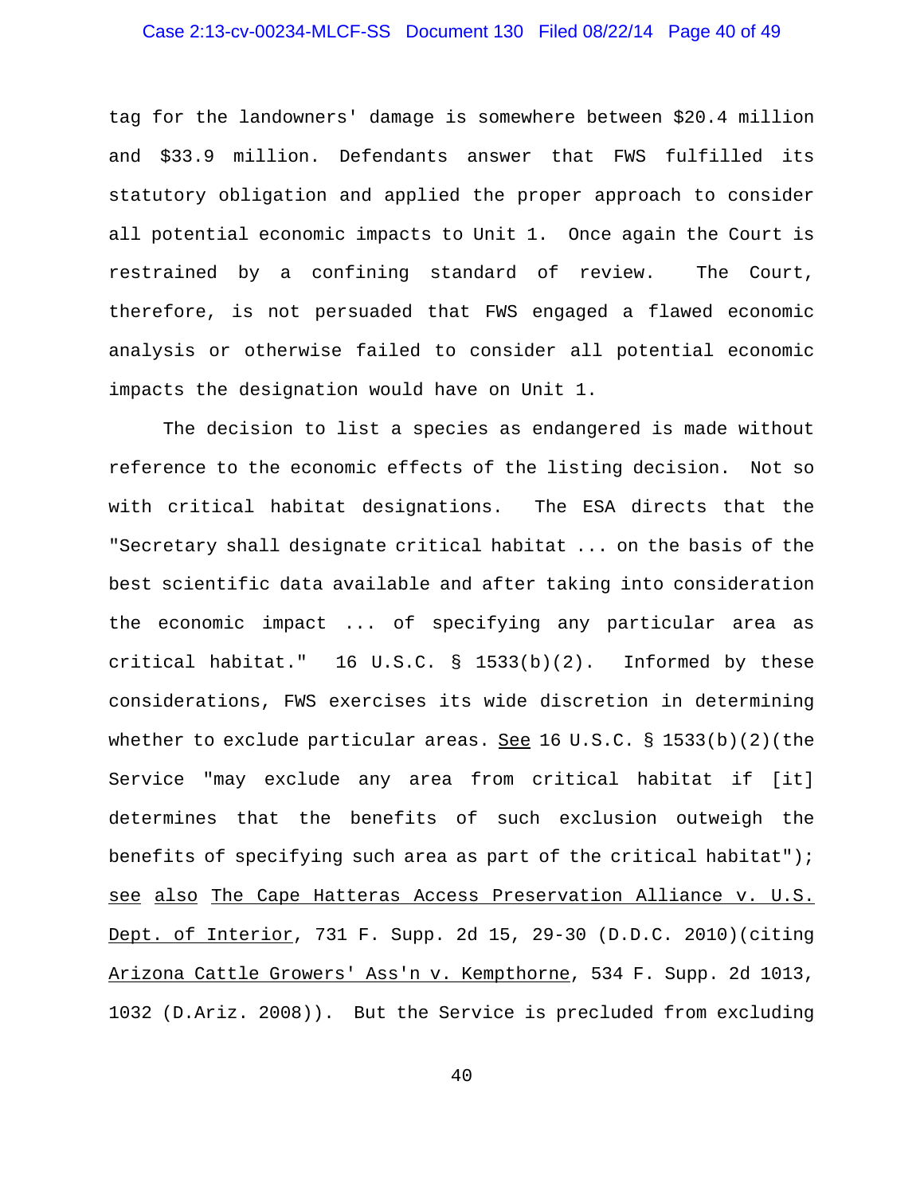tag for the landowners' damage is somewhere between $20.4 million and $33.9 million. Defendants answer that FWS fulfilled its statutory obligation and applied the proper approach to consider all potential economic impacts to Unit 1. Once again the Court is restrained by a confining standard of review. The Court, therefore, is not persuaded that FWS engaged a flawed economic analysis or otherwise failed to consider all potential economic impacts the designation would have on Unit 1.

The decision to list a species as endangered is made without reference to the economic effects of the listing decision. Not so with critical habitat designations. The ESA directs that the "Secretary shall designate critical habitat ... on the basis of the best scientific data available and after taking into consideration the economic impact ... of specifying any particular area as critical habitat." 16 U.S.C. § 1533(b)(2). Informed by these considerations, FWS exercises its wide discretion in determining whether to exclude particular areas. See 16 U.S.C. § 1533(b)(2)(the Service "may exclude any area from critical habitat if [it] determines that the benefits of such exclusion outweigh the benefits of specifying such area as part of the critical habitat"); see also The Cape Hatteras Access Preservation Alliance v. U.S. Dept. of Interior, 731 F. Supp. 2d 15, 29-30 (D.D.C. 2010)(citing Arizona Cattle Growers' Ass'n v. Kempthorne, 534 F. Supp. 2d 1013, 1032 (D.Ariz. 2008)). But the Service is precluded from excluding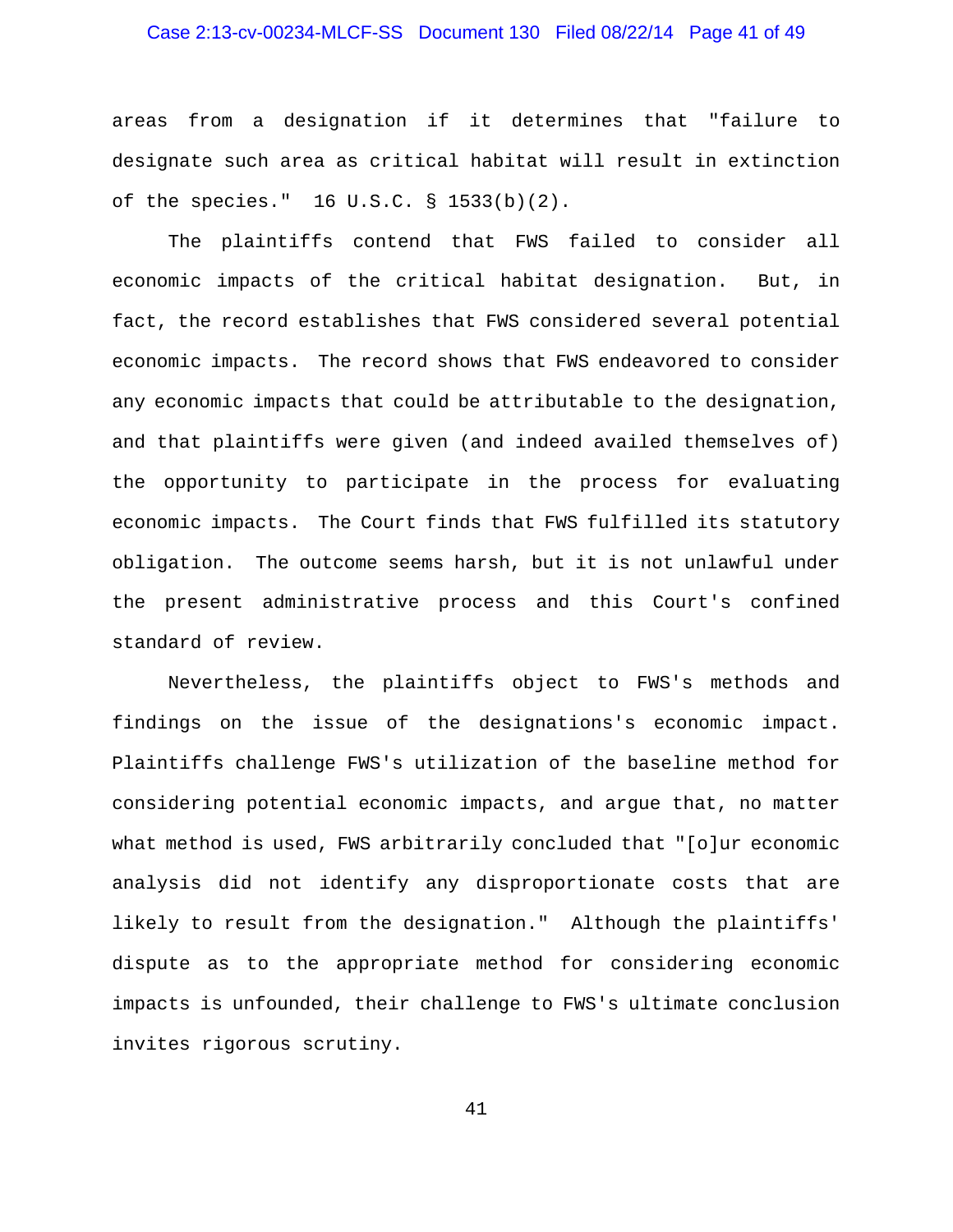areas from a designation if it determines that "failure to designate such area as critical habitat will result in extinction of the species." 16 U.S.C. § 1533(b)(2).

The plaintiffs contend that FWS failed to consider all economic impacts of the critical habitat designation. But, in fact, the record establishes that FWS considered several potential economic impacts. The record shows that FWS endeavored to consider any economic impacts that could be attributable to the designation, and that plaintiffs were given (and indeed availed themselves of) the opportunity to participate in the process for evaluating economic impacts. The Court finds that FWS fulfilled its statutory obligation. The outcome seems harsh, but it is not unlawful under the present administrative process and this Court's confined standard of review.

Nevertheless, the plaintiffs object to FWS's methods and findings on the issue of the designations's economic impact. Plaintiffs challenge FWS's utilization of the baseline method for considering potential economic impacts, and argue that, no matter what method is used, FWS arbitrarily concluded that "[o]ur economic analysis did not identify any disproportionate costs that are likely to result from the designation." Although the plaintiffs' dispute as to the appropriate method for considering economic impacts is unfounded, their challenge to FWS's ultimate conclusion invites rigorous scrutiny.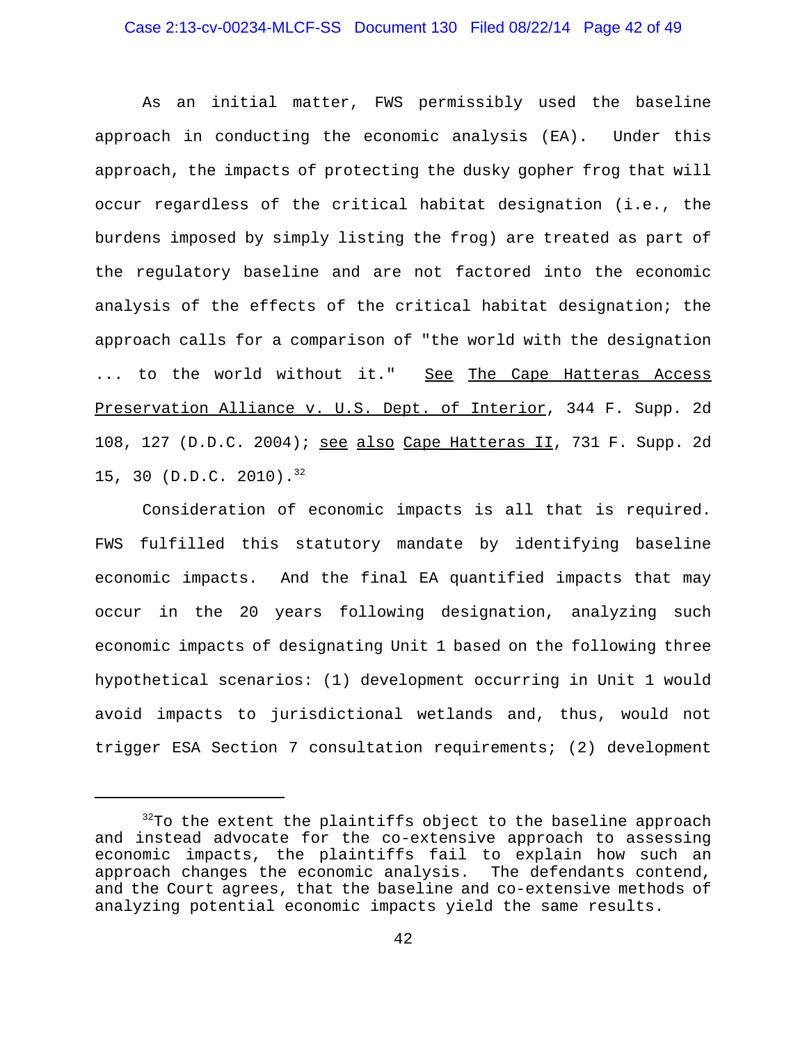As an initial matter, FWS permissibly used the baseline approach in conducting the economic analysis (EA). Under this approach, the impacts of protecting the dusky gopher frog that will occur regardless of the critical habitat designation (i.e., the burdens imposed by simply listing the frog) are treated as part of the regulatory baseline and are not factored into the economic analysis of the effects of the critical habitat designation; the approach calls for a comparison of "the world with the designation ... to the world without it." See The Cape Hatteras Access Preservation Alliance v. U.S. Dept. of Interior, 344 F. Supp. 2d 108, 127 (D.D.C. 2004); see also Cape Hatteras II, 731 F. Supp. 2d 15, 30 (D.D.C. 2010).[32]

Consideration of economic impacts is all that is required. FWS fulfilled this statutory mandate by identifying baseline economic impacts. And the final EA quantified impacts that may occur in the 20 years following designation, analyzing such economic impacts of designating Unit 1 based on the following three hypothetical scenarios: (1) development occurring in Unit 1 would avoid impacts to jurisdictional wetlands and, thus, would not trigger ESA Section 7 consultation requirements; (2) development

---

[32] To the extent the plaintiffs object to the baseline approach and instead advocate for the co-extensive approach to assessing economic impacts, the plaintiffs fail to explain how such an approach changes the economic analysis. The defendants contend, and the Court agrees, that the baseline and co-extensive methods of analyzing potential economic impacts yield the same results.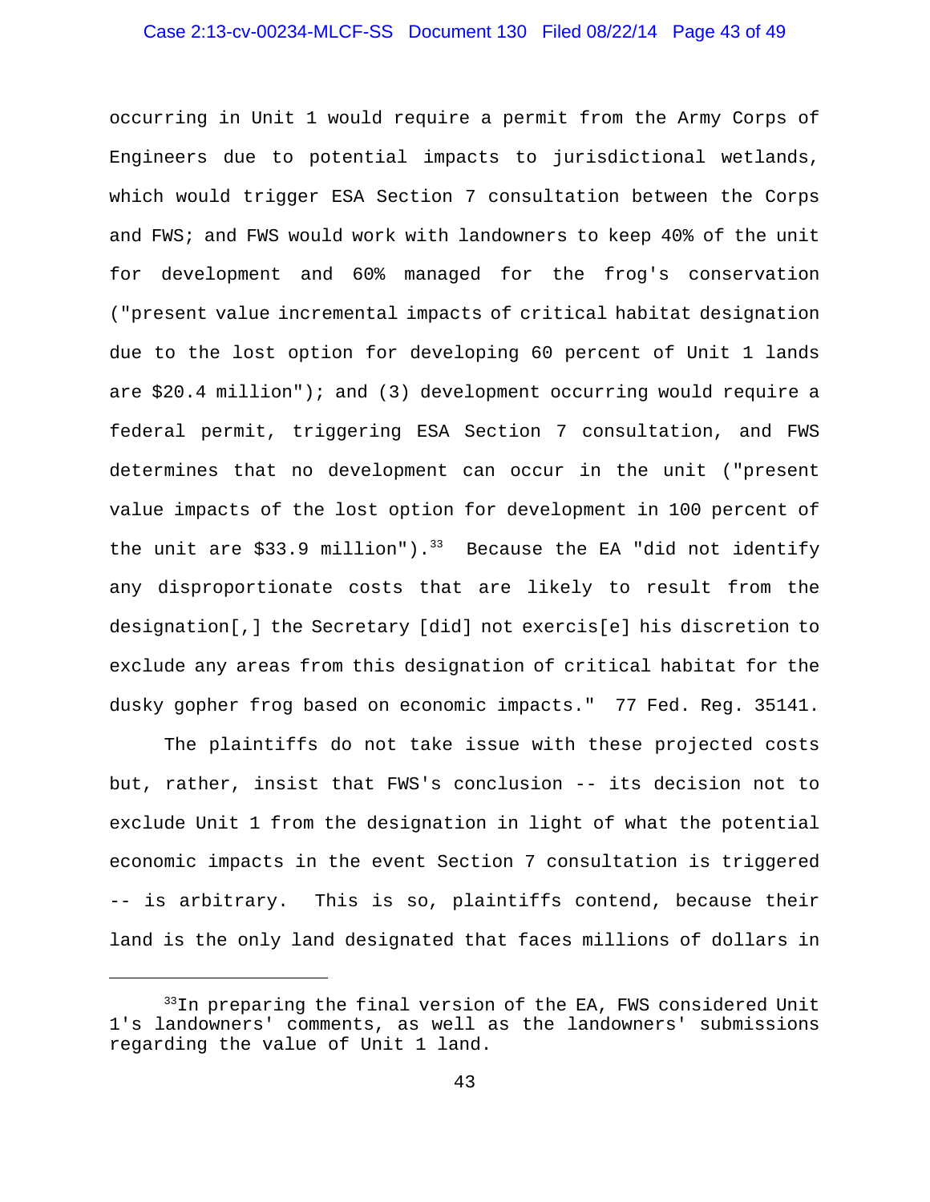occurring in Unit 1 would require a permit from the Army Corps of Engineers due to potential impacts to jurisdictional wetlands, which would trigger ESA Section 7 consultation between the Corps and FWS; and FWS would work with landowners to keep 40% of the unit for development and 60% managed for the frog's conservation ("present value incremental impacts of critical habitat designation due to the lost option for developing 60 percent of Unit 1 lands are $20.4 million"); and (3) development occurring would require a federal permit, triggering ESA Section 7 consultation, and FWS determines that no development can occur in the unit ("present value impacts of the lost option for development in 100 percent of the unit are $33.9 million").[33] Because the EA "did not identify any disproportionate costs that are likely to result from the designation[,] the Secretary [did] not exercis[e] his discretion to exclude any areas from this designation of critical habitat for the dusky gopher frog based on economic impacts." 77 Fed. Reg. 35141.

The plaintiffs do not take issue with these projected costs but, rather, insist that FWS's conclusion -- its decision not to exclude Unit 1 from the designation in light of what the potential economic impacts in the event Section 7 consultation is triggered -- is arbitrary. This is so, plaintiffs contend, because their land is the only land designated that faces millions of dollars in

---

[33] In preparing the final version of the EA, FWS considered Unit 1's landowners' comments, as well as the landowners' submissions regarding the value of Unit 1 land.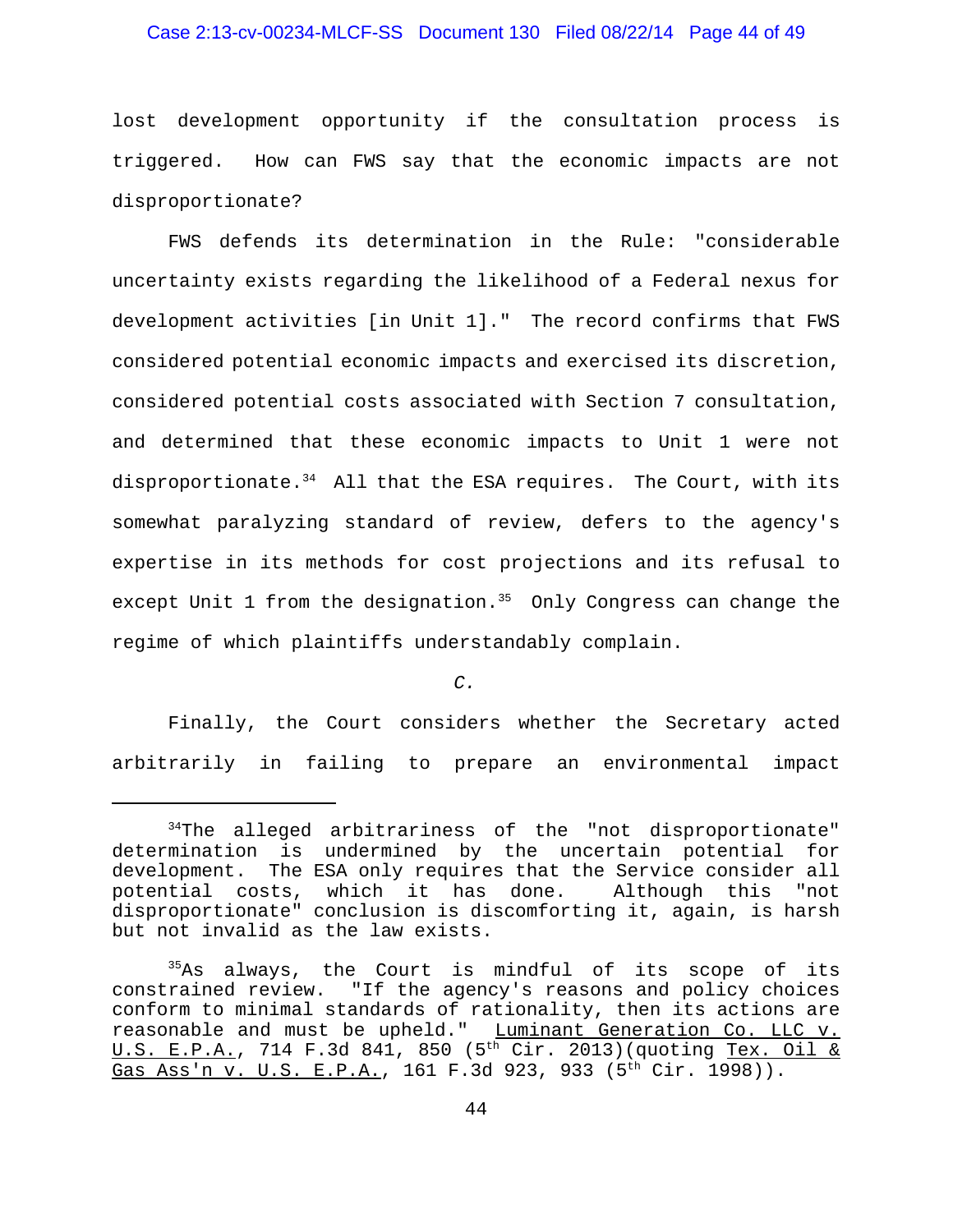lost development opportunity if the consultation process is triggered. How can FWS say that the economic impacts are not disproportionate?

FWS defends its determination in the Rule: "considerable uncertainty exists regarding the likelihood of a Federal nexus for development activities [in Unit 1]." The record confirms that FWS considered potential economic impacts and exercised its discretion, considered potential costs associated with Section 7 consultation, and determined that these economic impacts to Unit 1 were not disproportionate.[34] All that the ESA requires. The Court, with its somewhat paralyzing standard of review, defers to the agency's expertise in its methods for cost projections and its refusal to except Unit 1 from the designation.[35] Only Congress can change the regime of which plaintiffs understandably complain.

*C.*

Finally, the Court considers whether the Secretary acted arbitrarily in failing to prepare an environmental impact

---

[34]The alleged arbitrariness of the "not disproportionate" determination is undermined by the uncertain potential for development. The ESA only requires that the Service consider all potential costs, which it has done. Although this "not disproportionate" conclusion is discomforting it, again, is harsh but not invalid as the law exists.

[35]As always, the Court is mindful of its scope of its constrained review. "If the agency's reasons and policy choices conform to minimal standards of rationality, then its actions are reasonable and must be upheld." Luminant Generation Co. LLC v. U.S. E.P.A., 714 F.3d 841, 850 (5th Cir. 2013)(quoting Tex. Oil & Gas Ass'n v. U.S. E.P.A., 161 F.3d 923, 933 (5th Cir. 1998)).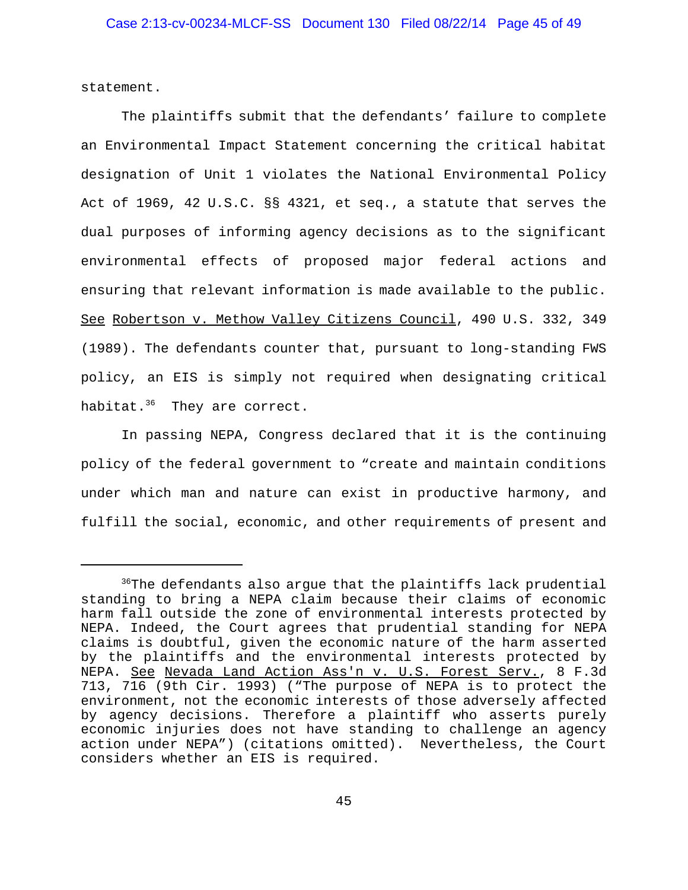statement.

The plaintiffs submit that the defendants' failure to complete an Environmental Impact Statement concerning the critical habitat designation of Unit 1 violates the National Environmental Policy Act of 1969, 42 U.S.C. §§ 4321, et seq., a statute that serves the dual purposes of informing agency decisions as to the significant environmental effects of proposed major federal actions and ensuring that relevant information is made available to the public. See Robertson v. Methow Valley Citizens Council, 490 U.S. 332, 349 (1989). The defendants counter that, pursuant to long-standing FWS policy, an EIS is simply not required when designating critical habitat.[36] They are correct.

In passing NEPA, Congress declared that it is the continuing policy of the federal government to "create and maintain conditions under which man and nature can exist in productive harmony, and fulfill the social, economic, and other requirements of present and

---

[36] The defendants also argue that the plaintiffs lack prudential standing to bring a NEPA claim because their claims of economic harm fall outside the zone of environmental interests protected by NEPA. Indeed, the Court agrees that prudential standing for NEPA claims is doubtful, given the economic nature of the harm asserted by the plaintiffs and the environmental interests protected by NEPA. See Nevada Land Action Ass'n v. U.S. Forest Serv., 8 F.3d 713, 716 (9th Cir. 1993) ("The purpose of NEPA is to protect the environment, not the economic interests of those adversely affected by agency decisions. Therefore a plaintiff who asserts purely economic injuries does not have standing to challenge an agency action under NEPA") (citations omitted). Nevertheless, the Court considers whether an EIS is required.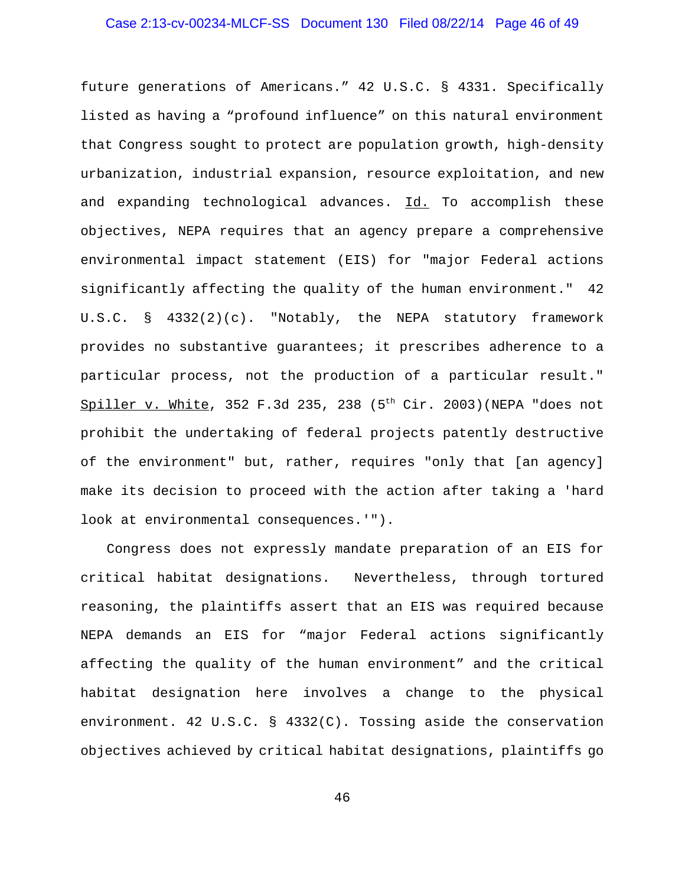future generations of Americans." 42 U.S.C. § 4331. Specifically listed as having a "profound influence" on this natural environment that Congress sought to protect are population growth, high-density urbanization, industrial expansion, resource exploitation, and new and expanding technological advances. Id. To accomplish these objectives, NEPA requires that an agency prepare a comprehensive environmental impact statement (EIS) for "major Federal actions significantly affecting the quality of the human environment." 42 U.S.C. § 4332(2)(c). "Notably, the NEPA statutory framework provides no substantive guarantees; it prescribes adherence to a particular process, not the production of a particular result." Spiller v. White, 352 F.3d 235, 238 (5th Cir. 2003)(NEPA "does not prohibit the undertaking of federal projects patently destructive of the environment" but, rather, requires "only that [an agency] make its decision to proceed with the action after taking a 'hard look at environmental consequences.'").

Congress does not expressly mandate preparation of an EIS for critical habitat designations. Nevertheless, through tortured reasoning, the plaintiffs assert that an EIS was required because NEPA demands an EIS for "major Federal actions significantly affecting the quality of the human environment" and the critical habitat designation here involves a change to the physical environment. 42 U.S.C. § 4332(C). Tossing aside the conservation objectives achieved by critical habitat designations, plaintiffs go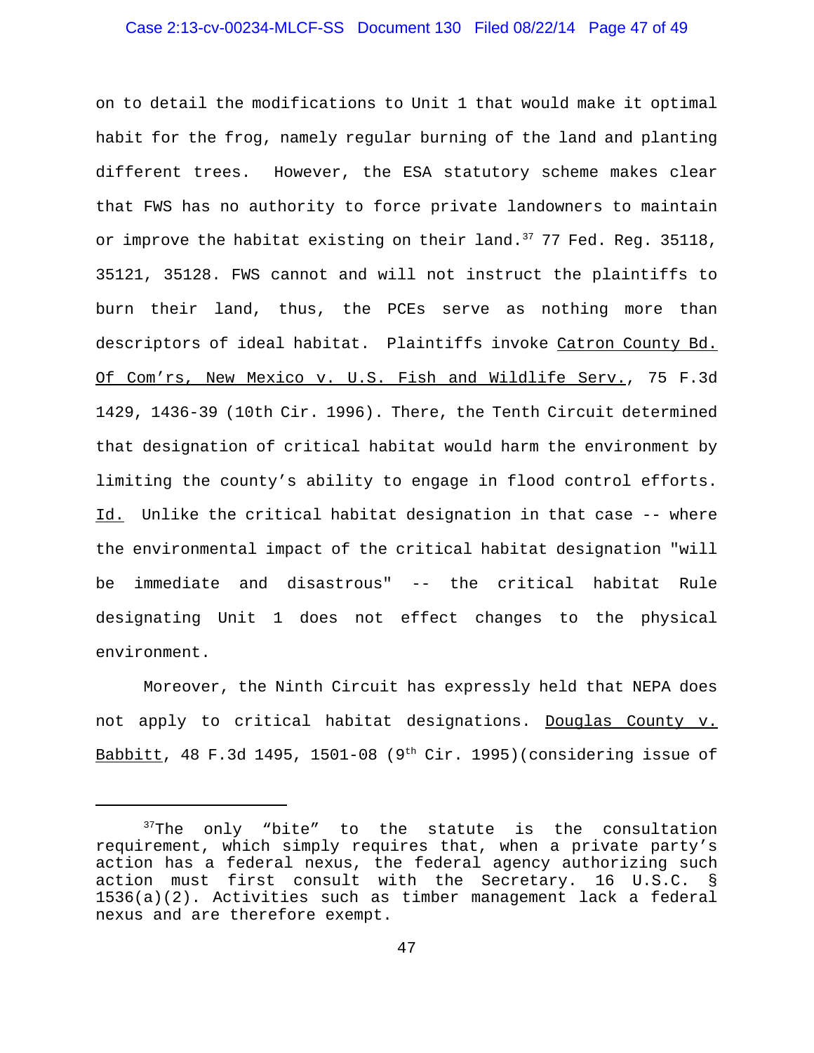on to detail the modifications to Unit 1 that would make it optimal habit for the frog, namely regular burning of the land and planting different trees. However, the ESA statutory scheme makes clear that FWS has no authority to force private landowners to maintain or improve the habitat existing on their land.[37] 77 Fed. Reg. 35118, 35121, 35128. FWS cannot and will not instruct the plaintiffs to burn their land, thus, the PCEs serve as nothing more than descriptors of ideal habitat. Plaintiffs invoke Catron County Bd. Of Com'rs, New Mexico v. U.S. Fish and Wildlife Serv., 75 F.3d 1429, 1436-39 (10th Cir. 1996). There, the Tenth Circuit determined that designation of critical habitat would harm the environment by limiting the county's ability to engage in flood control efforts. Id. Unlike the critical habitat designation in that case -- where the environmental impact of the critical habitat designation "will be immediate and disastrous" -- the critical habitat Rule designating Unit 1 does not effect changes to the physical environment.

Moreover, the Ninth Circuit has expressly held that NEPA does not apply to critical habitat designations. Douglas County v. Babbitt, 48 F.3d 1495, 1501-08 (9th Cir. 1995)(considering issue of

---

[37] The only "bite" to the statute is the consultation requirement, which simply requires that, when a private party's action has a federal nexus, the federal agency authorizing such action must first consult with the Secretary. 16 U.S.C. § 1536(a)(2). Activities such as timber management lack a federal nexus and are therefore exempt.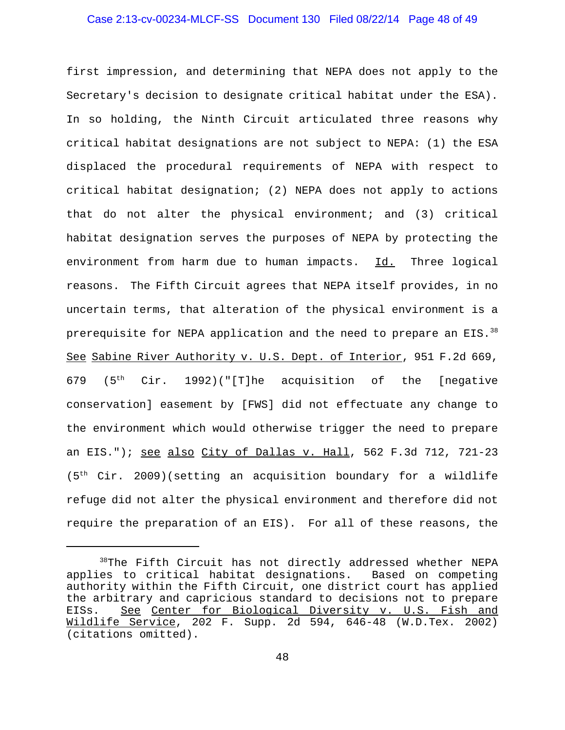first impression, and determining that NEPA does not apply to the Secretary's decision to designate critical habitat under the ESA). In so holding, the Ninth Circuit articulated three reasons why critical habitat designations are not subject to NEPA: (1) the ESA displaced the procedural requirements of NEPA with respect to critical habitat designation; (2) NEPA does not apply to actions that do not alter the physical environment; and (3) critical habitat designation serves the purposes of NEPA by protecting the environment from harm due to human impacts. Id. Three logical reasons. The Fifth Circuit agrees that NEPA itself provides, in no uncertain terms, that alteration of the physical environment is a prerequisite for NEPA application and the need to prepare an EIS.[38] See Sabine River Authority v. U.S. Dept. of Interior, 951 F.2d 669, 679 (5th Cir. 1992)("[T]he acquisition of the [negative conservation] easement by [FWS] did not effectuate any change to the environment which would otherwise trigger the need to prepare an EIS."); see also City of Dallas v. Hall, 562 F.3d 712, 721-23 (5th Cir. 2009)(setting an acquisition boundary for a wildlife refuge did not alter the physical environment and therefore did not require the preparation of an EIS). For all of these reasons, the

---

[38] The Fifth Circuit has not directly addressed whether NEPA applies to critical habitat designations. Based on competing authority within the Fifth Circuit, one district court has applied the arbitrary and capricious standard to decisions not to prepare EISs. See Center for Biological Diversity v. U.S. Fish and Wildlife Service, 202 F. Supp. 2d 594, 646-48 (W.D.Tex. 2002) (citations omitted).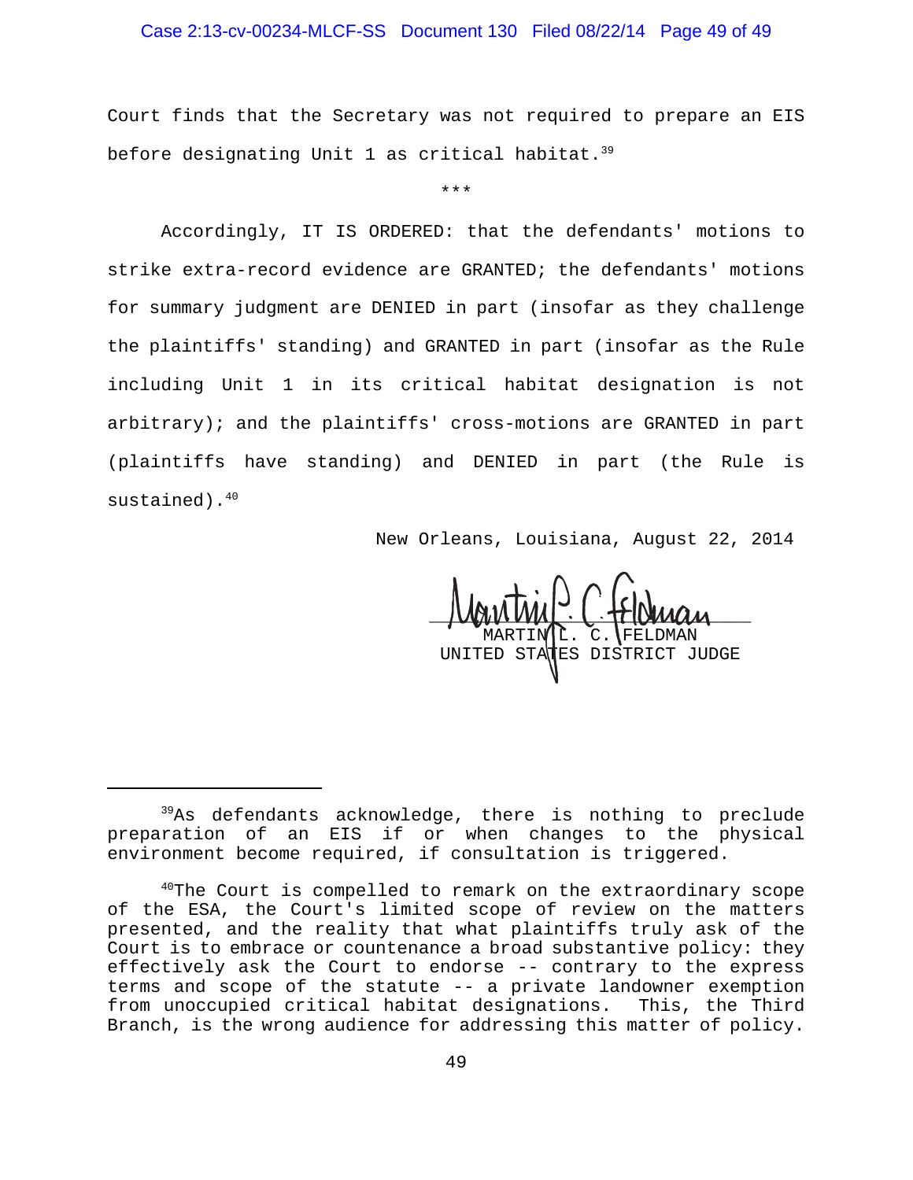Court finds that the Secretary was not required to prepare an EIS before designating Unit 1 as critical habitat.[39]

\*\*\*

Accordingly, IT IS ORDERED: that the defendants' motions to strike extra-record evidence are GRANTED; the defendants' motions for summary judgment are DENIED in part (insofar as they challenge the plaintiffs' standing) and GRANTED in part (insofar as the Rule including Unit 1 in its critical habitat designation is not arbitrary); and the plaintiffs' cross-motions are GRANTED in part (plaintiffs have standing) and DENIED in part (the Rule is sustained).[40]

New Orleans, Louisiana, August 22, 2014

MARTIN L. C. FELDMAN
UNITED STATES DISTRICT JUDGE

---

[39] As defendants acknowledge, there is nothing to preclude preparation of an EIS if or when changes to the physical environment become required, if consultation is triggered.

[40] The Court is compelled to remark on the extraordinary scope of the ESA, the Court's limited scope of review on the matters presented, and the reality that what plaintiffs truly ask of the Court is to embrace or countenance a broad substantive policy: they effectively ask the Court to endorse -- contrary to the express terms and scope of the statute -- a private landowner exemption from unoccupied critical habitat designations. This, the Third Branch, is the wrong audience for addressing this matter of policy.